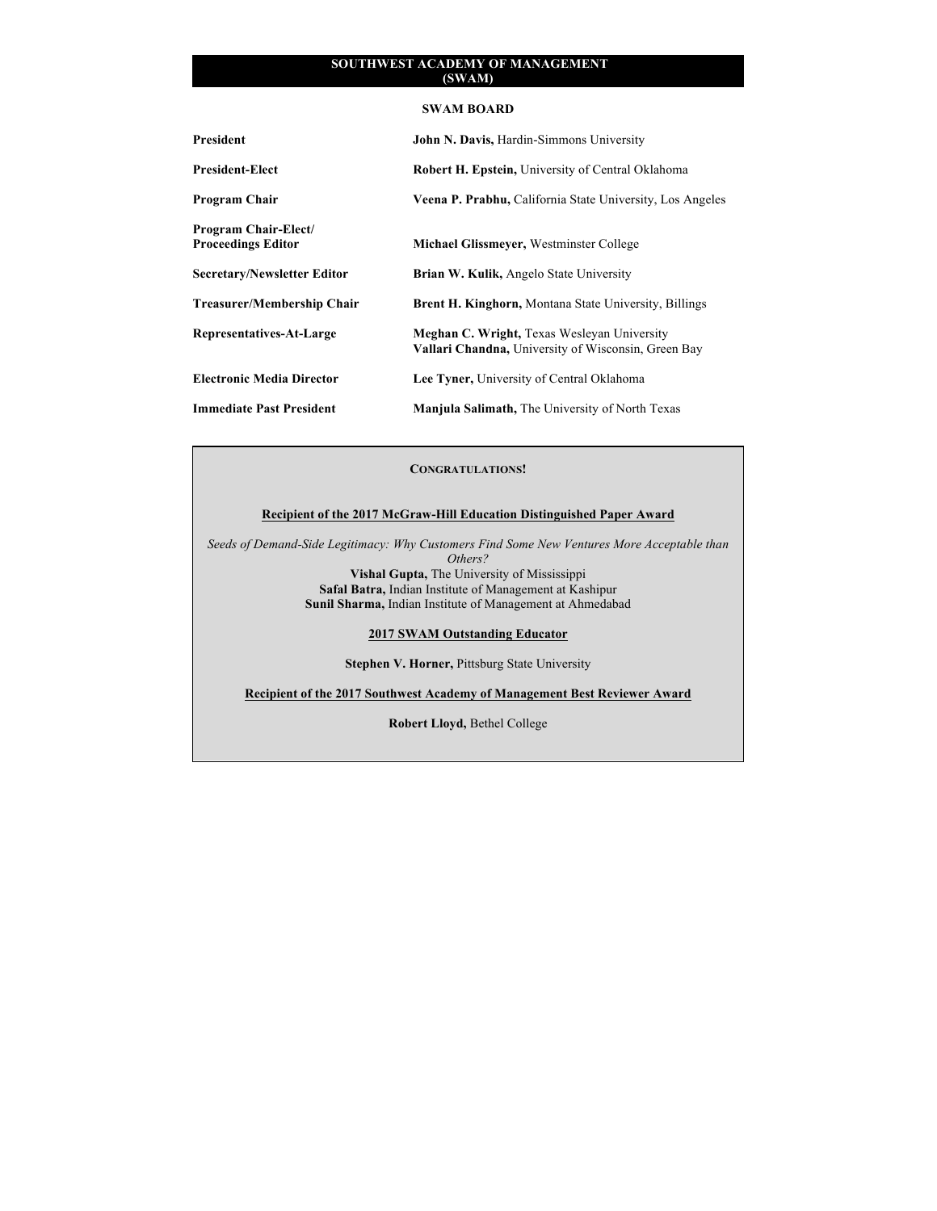# SOUTHWEST ACADEMY OF MANAGEMENT (SWAM)

## SWAM BOARD

| | |
|---|---|
| **President** | **John N. Davis,** Hardin-Simmons University |
| **President-Elect** | **Robert H. Epstein,** University of Central Oklahoma |
| **Program Chair** | **Veena P. Prabhu,** California State University, Los Angeles |
| **Program Chair-Elect/ Proceedings Editor** | **Michael Glissmeyer,** Westminster College |
| **Secretary/Newsletter Editor** | **Brian W. Kulik,** Angelo State University |
| **Treasurer/Membership Chair** | **Brent H. Kinghorn,** Montana State University, Billings |
| **Representatives-At-Large** | **Meghan C. Wright,** Texas Wesleyan University<br>**Vallari Chandna,** University of Wisconsin, Green Bay |
| **Electronic Media Director** | **Lee Tyner,** University of Central Oklahoma |
| **Immediate Past President** | **Manjula Salimath,** The University of North Texas |

**CONGRATULATIONS!**

**Recipient of the 2017 McGraw-Hill Education Distinguished Paper Award**

*Seeds of Demand-Side Legitimacy: Why Customers Find Some New Ventures More Acceptable than Others?*

**Vishal Gupta,** The University of Mississippi
**Safal Batra,** Indian Institute of Management at Kashipur
**Sunil Sharma,** Indian Institute of Management at Ahmedabad

**2017 SWAM Outstanding Educator**

**Stephen V. Horner,** Pittsburg State University

**Recipient of the 2017 Southwest Academy of Management Best Reviewer Award**

**Robert Lloyd,** Bethel College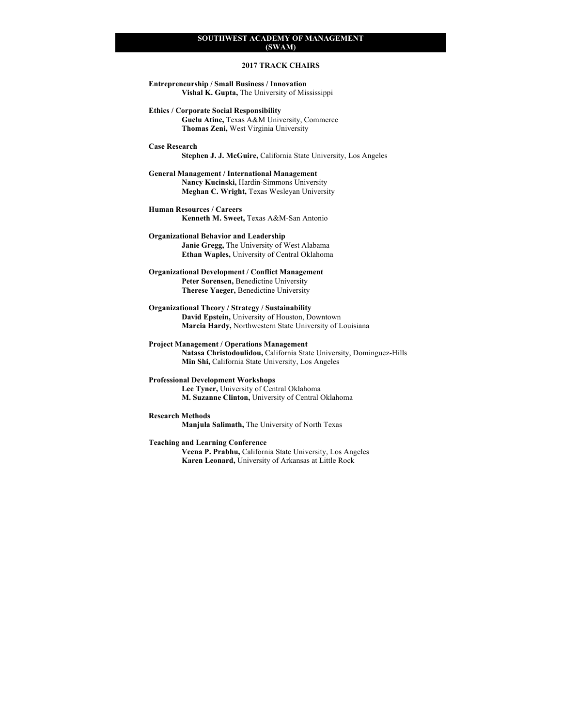# SOUTHWEST ACADEMY OF MANAGEMENT (SWAM)

## 2017 TRACK CHAIRS

**Entrepreneurship / Small Business / Innovation**
**Vishal K. Gupta,** The University of Mississippi

**Ethics / Corporate Social Responsibility**
**Guclu Atinc,** Texas A&M University, Commerce
**Thomas Zeni,** West Virginia University

**Case Research**
**Stephen J. J. McGuire,** California State University, Los Angeles

**General Management / International Management**
**Nancy Kucinski,** Hardin-Simmons University
**Meghan C. Wright,** Texas Wesleyan University

**Human Resources / Careers**
**Kenneth M. Sweet,** Texas A&M-San Antonio

**Organizational Behavior and Leadership**
**Janie Gregg,** The University of West Alabama
**Ethan Waples,** University of Central Oklahoma

**Organizational Development / Conflict Management**
**Peter Sorensen,** Benedictine University
**Therese Yaeger,** Benedictine University

**Organizational Theory / Strategy / Sustainability**
**David Epstein,** University of Houston, Downtown
**Marcia Hardy,** Northwestern State University of Louisiana

**Project Management / Operations Management**
**Natasa Christodoulidou,** California State University, Dominguez-Hills
**Min Shi,** California State University, Los Angeles

**Professional Development Workshops**
**Lee Tyner,** University of Central Oklahoma
**M. Suzanne Clinton,** University of Central Oklahoma

**Research Methods**
**Manjula Salimath,** The University of North Texas

**Teaching and Learning Conference**
**Veena P. Prabhu,** California State University, Los Angeles
**Karen Leonard,** University of Arkansas at Little Rock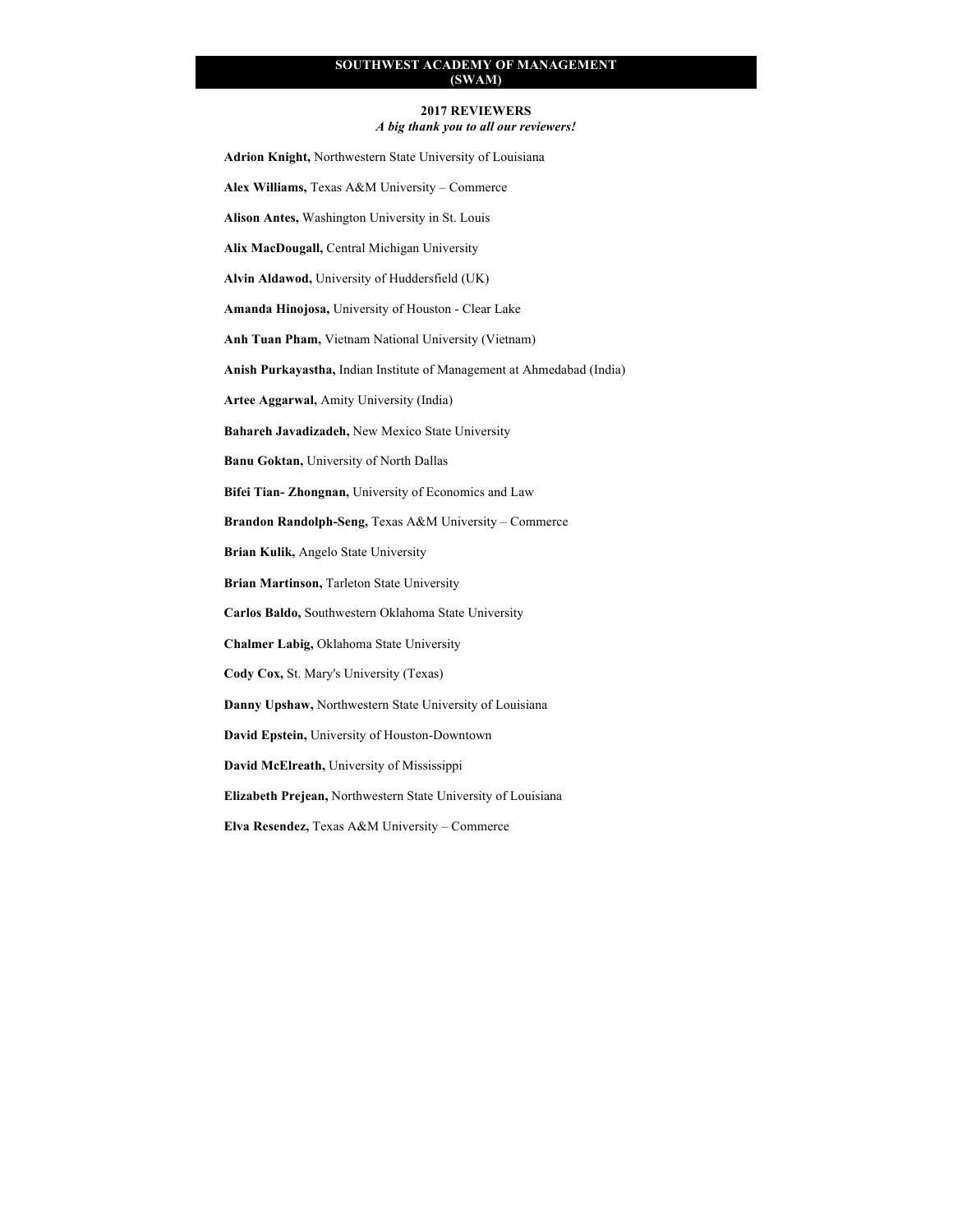# SOUTHWEST ACADEMY OF MANAGEMENT (SWAM)

## 2017 REVIEWERS

*A big thank you to all our reviewers!*

**Adrion Knight,** Northwestern State University of Louisiana

**Alex Williams,** Texas A&M University – Commerce

**Alison Antes,** Washington University in St. Louis

**Alix MacDougall,** Central Michigan University

**Alvin Aldawod,** University of Huddersfield (UK)

**Amanda Hinojosa,** University of Houston - Clear Lake

**Anh Tuan Pham,** Vietnam National University (Vietnam)

**Anish Purkayastha,** Indian Institute of Management at Ahmedabad (India)

**Artee Aggarwal,** Amity University (India)

**Bahareh Javadizadeh,** New Mexico State University

**Banu Goktan,** University of North Dallas

**Bifei Tian- Zhongnan,** University of Economics and Law

**Brandon Randolph-Seng,** Texas A&M University – Commerce

**Brian Kulik,** Angelo State University

**Brian Martinson,** Tarleton State University

**Carlos Baldo,** Southwestern Oklahoma State University

**Chalmer Labig,** Oklahoma State University

**Cody Cox,** St. Mary's University (Texas)

**Danny Upshaw,** Northwestern State University of Louisiana

**David Epstein,** University of Houston-Downtown

**David McElreath,** University of Mississippi

**Elizabeth Prejean,** Northwestern State University of Louisiana

**Elva Resendez,** Texas A&M University – Commerce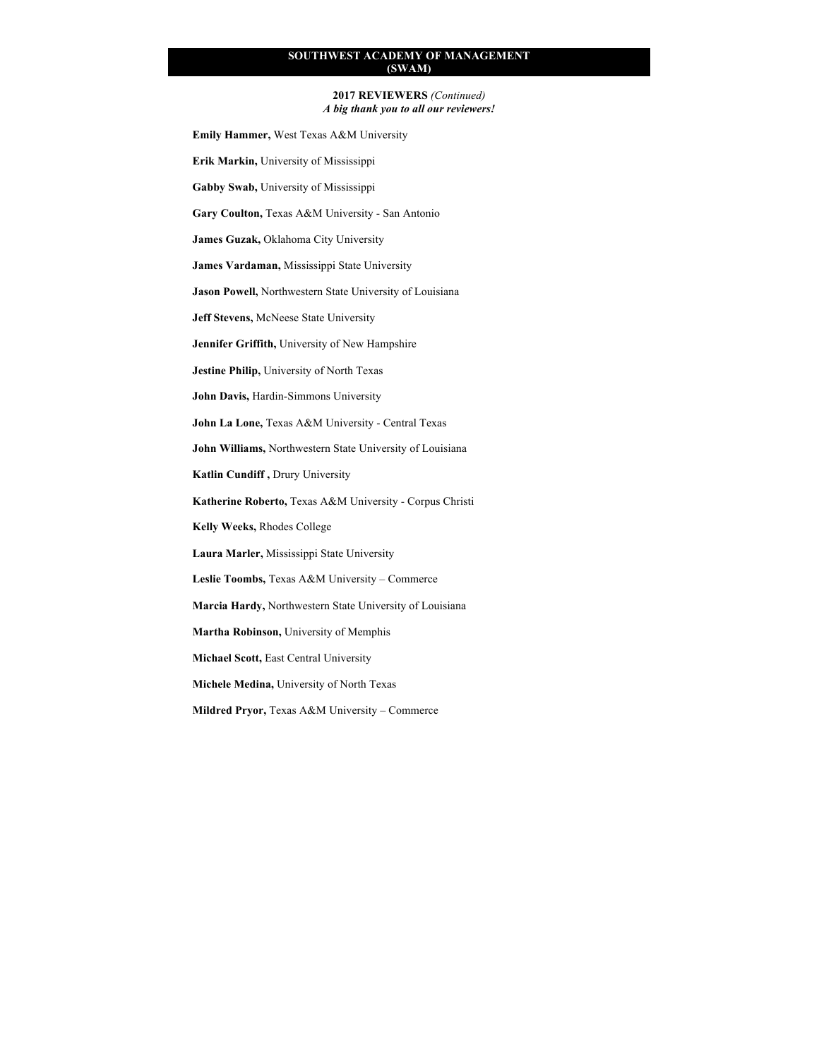# SOUTHWEST ACADEMY OF MANAGEMENT (SWAM)

## 2017 REVIEWERS *(Continued)*

***A big thank you to all our reviewers!***

**Emily Hammer,** West Texas A&M University

**Erik Markin,** University of Mississippi

**Gabby Swab,** University of Mississippi

**Gary Coulton,** Texas A&M University - San Antonio

**James Guzak,** Oklahoma City University

**James Vardaman,** Mississippi State University

**Jason Powell,** Northwestern State University of Louisiana

**Jeff Stevens,** McNeese State University

**Jennifer Griffith,** University of New Hampshire

**Jestine Philip,** University of North Texas

**John Davis,** Hardin-Simmons University

**John La Lone,** Texas A&M University - Central Texas

**John Williams,** Northwestern State University of Louisiana

**Katlin Cundiff ,** Drury University

**Katherine Roberto,** Texas A&M University - Corpus Christi

**Kelly Weeks,** Rhodes College

**Laura Marler,** Mississippi State University

**Leslie Toombs,** Texas A&M University – Commerce

**Marcia Hardy,** Northwestern State University of Louisiana

**Martha Robinson,** University of Memphis

**Michael Scott,** East Central University

**Michele Medina,** University of North Texas

**Mildred Pryor,** Texas A&M University – Commerce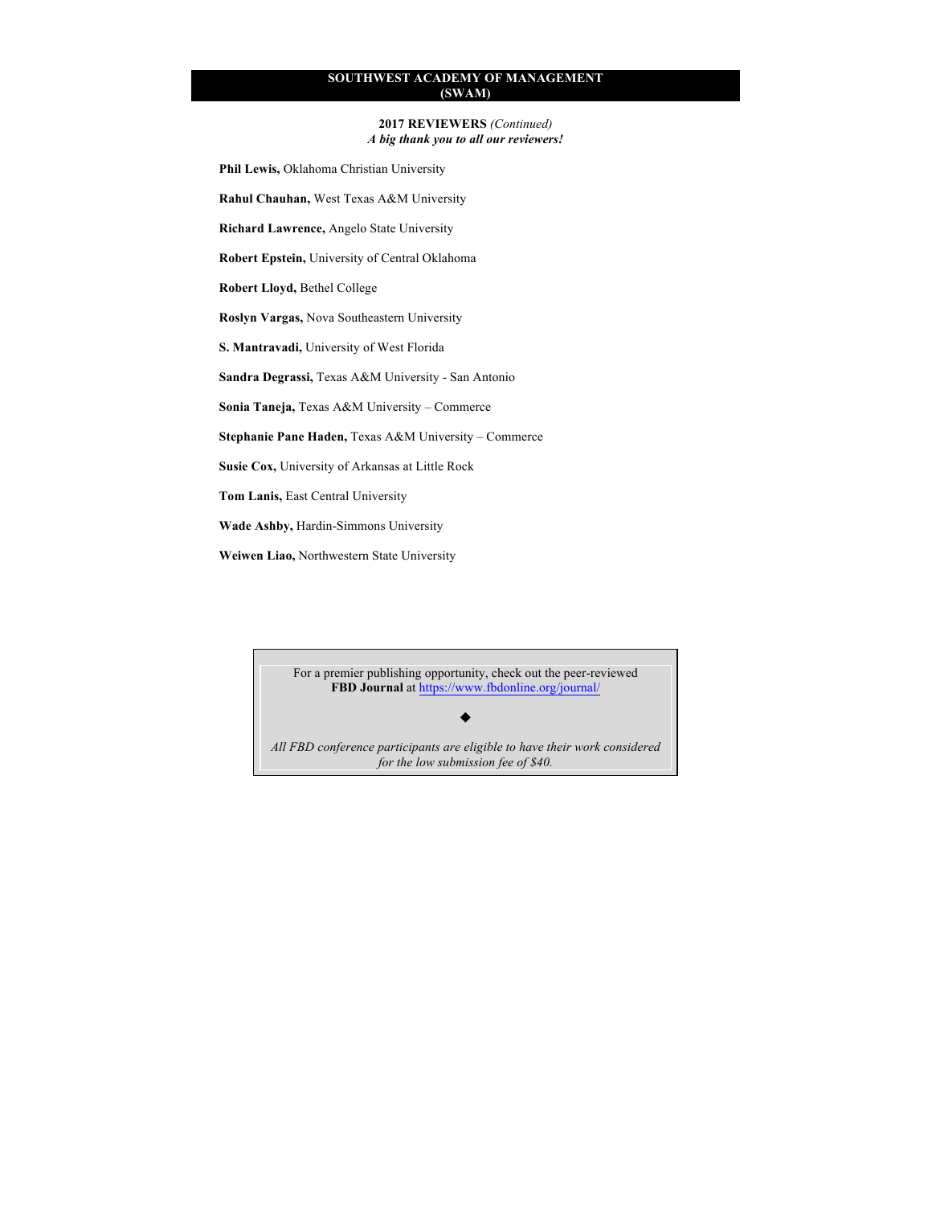# SOUTHWEST ACADEMY OF MANAGEMENT (SWAM)

**2017 REVIEWERS** *(Continued)*
***A big thank you to all our reviewers!***

**Phil Lewis,** Oklahoma Christian University

**Rahul Chauhan,** West Texas A&M University

**Richard Lawrence,** Angelo State University

**Robert Epstein,** University of Central Oklahoma

**Robert Lloyd,** Bethel College

**Roslyn Vargas,** Nova Southeastern University

**S. Mantravadi,** University of West Florida

**Sandra Degrassi,** Texas A&M University - San Antonio

**Sonia Taneja,** Texas A&M University – Commerce

**Stephanie Pane Haden,** Texas A&M University – Commerce

**Susie Cox,** University of Arkansas at Little Rock

**Tom Lanis,** East Central University

**Wade Ashby,** Hardin-Simmons University

**Weiwen Liao,** Northwestern State University

---

For a premier publishing opportunity, check out the peer-reviewed **FBD Journal** at https://www.fbdonline.org/journal/

◆

*All FBD conference participants are eligible to have their work considered for the low submission fee of $40.*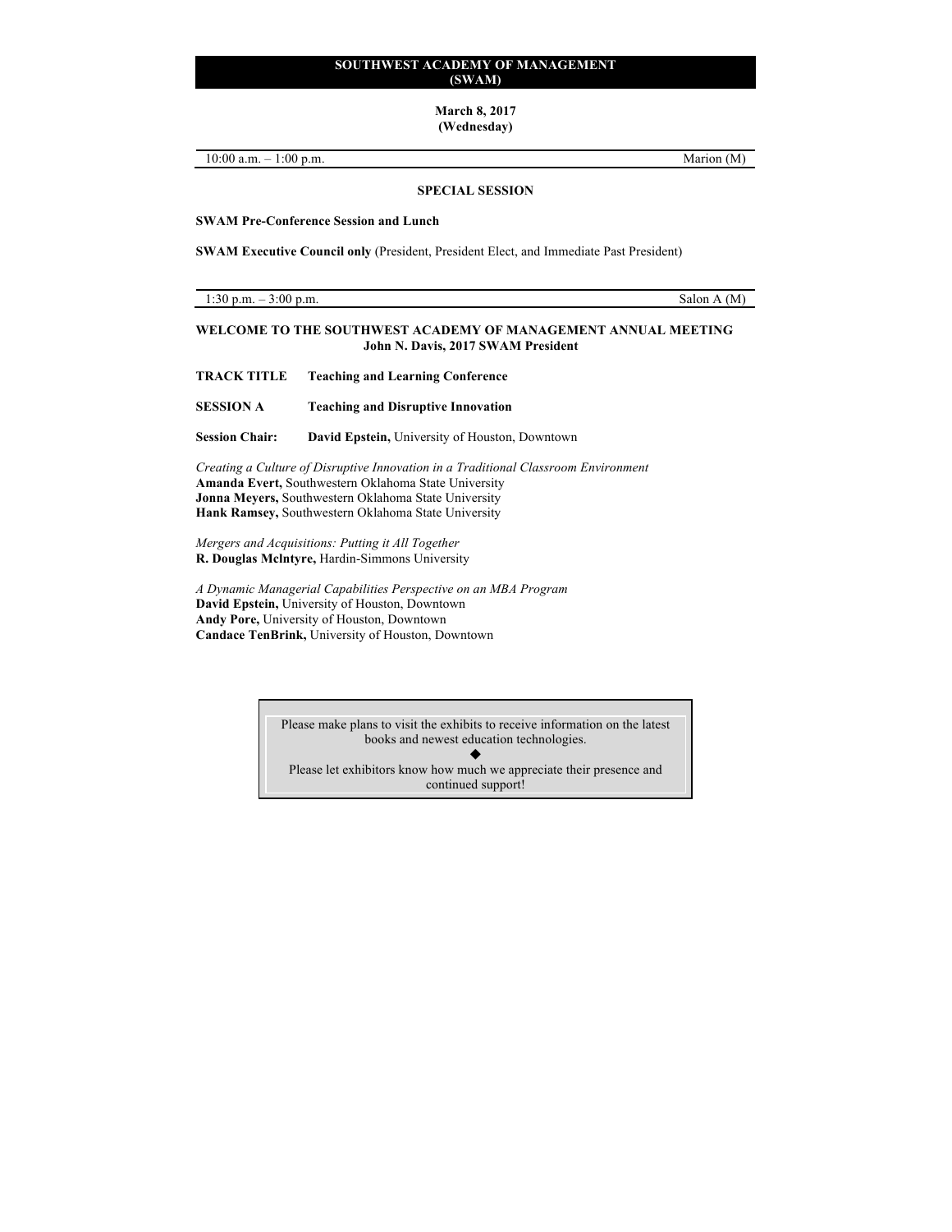# SOUTHWEST ACADEMY OF MANAGEMENT (SWAM)

**March 8, 2017**
**(Wednesday)**

10:00 a.m. – 1:00 p.m. Marion (M)

## SPECIAL SESSION

**SWAM Pre-Conference Session and Lunch**

**SWAM Executive Council only** (President, President Elect, and Immediate Past President)

1:30 p.m. – 3:00 p.m. Salon A (M)

## WELCOME TO THE SOUTHWEST ACADEMY OF MANAGEMENT ANNUAL MEETING
**John N. Davis, 2017 SWAM President**

**TRACK TITLE** **Teaching and Learning Conference**

**SESSION A** **Teaching and Disruptive Innovation**

**Session Chair:** **David Epstein,** University of Houston, Downtown

*Creating a Culture of Disruptive Innovation in a Traditional Classroom Environment*
**Amanda Evert,** Southwestern Oklahoma State University
**Jonna Meyers,** Southwestern Oklahoma State University
**Hank Ramsey,** Southwestern Oklahoma State University

*Mergers and Acquisitions: Putting it All Together*
**R. Douglas McIntyre,** Hardin-Simmons University

*A Dynamic Managerial Capabilities Perspective on an MBA Program*
**David Epstein,** University of Houston, Downtown
**Andy Pore,** University of Houston, Downtown
**Candace TenBrink,** University of Houston, Downtown

Please make plans to visit the exhibits to receive information on the latest books and newest education technologies.

◆

Please let exhibitors know how much we appreciate their presence and continued support!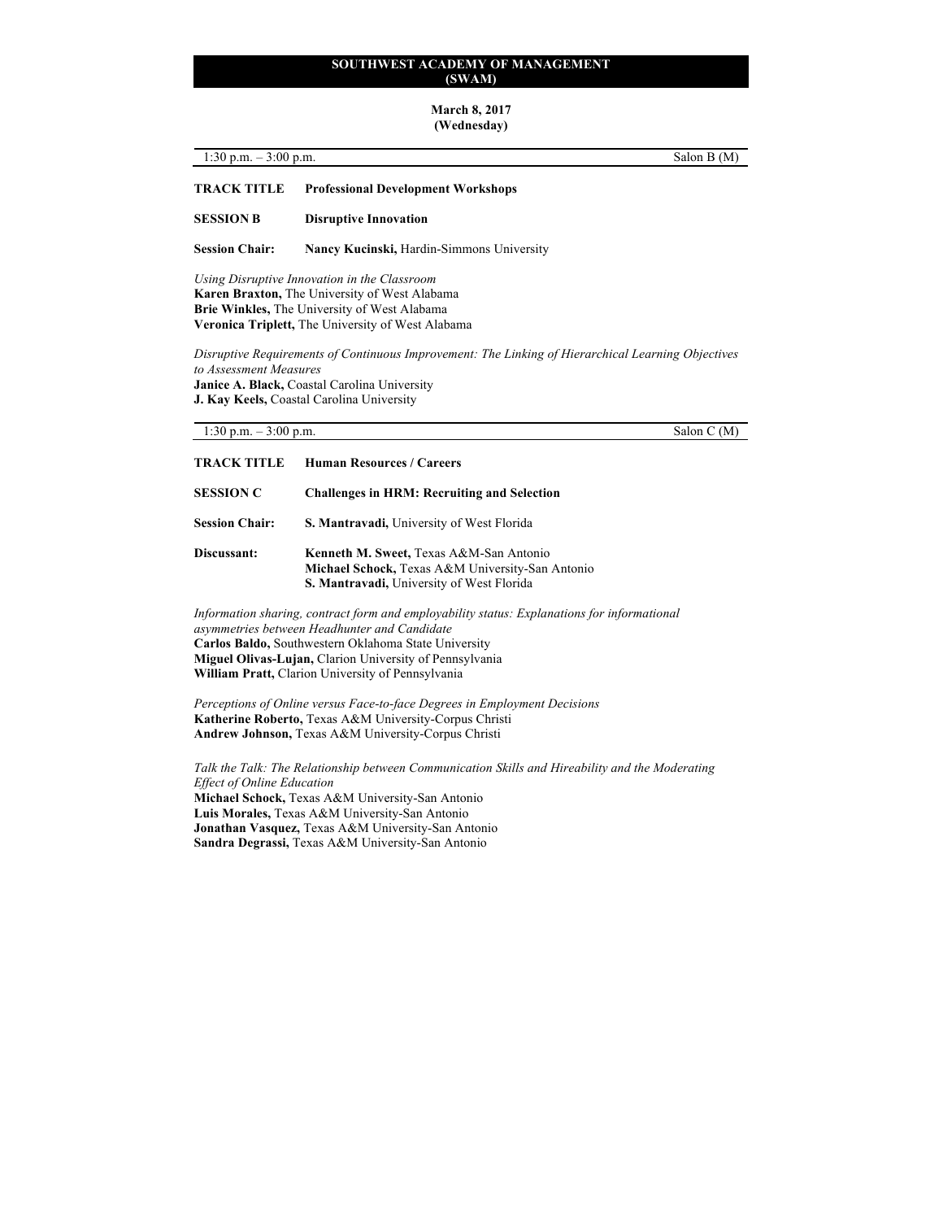**SOUTHWEST ACADEMY OF MANAGEMENT (SWAM)**

**March 8, 2017 (Wednesday)**

1:30 p.m. – 3:00 p.m. Salon B (M)

**TRACK TITLE** **Professional Development Workshops**

**SESSION B** **Disruptive Innovation**

**Session Chair:** **Nancy Kucinski,** Hardin-Simmons University

*Using Disruptive Innovation in the Classroom*
**Karen Braxton,** The University of West Alabama
**Brie Winkles,** The University of West Alabama
**Veronica Triplett,** The University of West Alabama

*Disruptive Requirements of Continuous Improvement: The Linking of Hierarchical Learning Objectives to Assessment Measures*
**Janice A. Black,** Coastal Carolina University
**J. Kay Keels,** Coastal Carolina University

1:30 p.m. – 3:00 p.m. Salon C (M)

**TRACK TITLE** **Human Resources / Careers**

**SESSION C** **Challenges in HRM: Recruiting and Selection**

**Session Chair:** **S. Mantravadi,** University of West Florida

**Discussant:** **Kenneth M. Sweet,** Texas A&M-San Antonio
**Michael Schock,** Texas A&M University-San Antonio
**S. Mantravadi,** University of West Florida

*Information sharing, contract form and employability status: Explanations for informational asymmetries between Headhunter and Candidate*
**Carlos Baldo,** Southwestern Oklahoma State University
**Miguel Olivas-Lujan,** Clarion University of Pennsylvania
**William Pratt,** Clarion University of Pennsylvania

*Perceptions of Online versus Face-to-face Degrees in Employment Decisions*
**Katherine Roberto,** Texas A&M University-Corpus Christi
**Andrew Johnson,** Texas A&M University-Corpus Christi

*Talk the Talk: The Relationship between Communication Skills and Hireability and the Moderating Effect of Online Education*
**Michael Schock,** Texas A&M University-San Antonio
**Luis Morales,** Texas A&M University-San Antonio
**Jonathan Vasquez,** Texas A&M University-San Antonio
**Sandra Degrassi,** Texas A&M University-San Antonio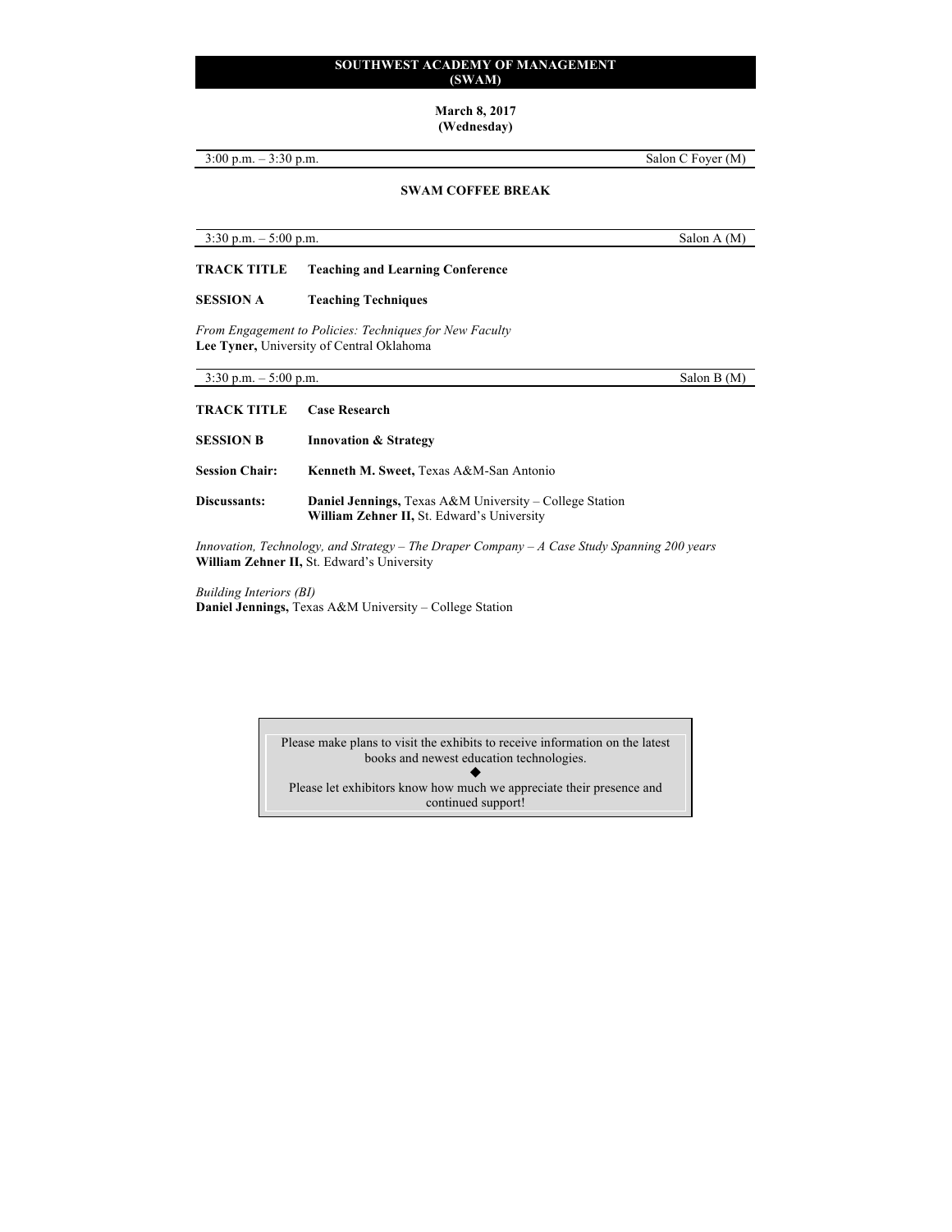**SOUTHWEST ACADEMY OF MANAGEMENT (SWAM)**

**March 8, 2017 (Wednesday)**

3:00 p.m. – 3:30 p.m. — Salon C Foyer (M)

**SWAM COFFEE BREAK**

3:30 p.m. – 5:00 p.m. — Salon A (M)

**TRACK TITLE** **Teaching and Learning Conference**

**SESSION A** **Teaching Techniques**

*From Engagement to Policies: Techniques for New Faculty*
**Lee Tyner,** University of Central Oklahoma

3:30 p.m. – 5:00 p.m. — Salon B (M)

**TRACK TITLE** **Case Research**

**SESSION B** **Innovation & Strategy**

**Session Chair:** **Kenneth M. Sweet,** Texas A&M-San Antonio

**Discussants:** **Daniel Jennings,** Texas A&M University – College Station
**William Zehner II,** St. Edward's University

*Innovation, Technology, and Strategy – The Draper Company – A Case Study Spanning 200 years*
**William Zehner II,** St. Edward's University

*Building Interiors (BI)*
**Daniel Jennings,** Texas A&M University – College Station

Please make plans to visit the exhibits to receive information on the latest books and newest education technologies.

◆

Please let exhibitors know how much we appreciate their presence and continued support!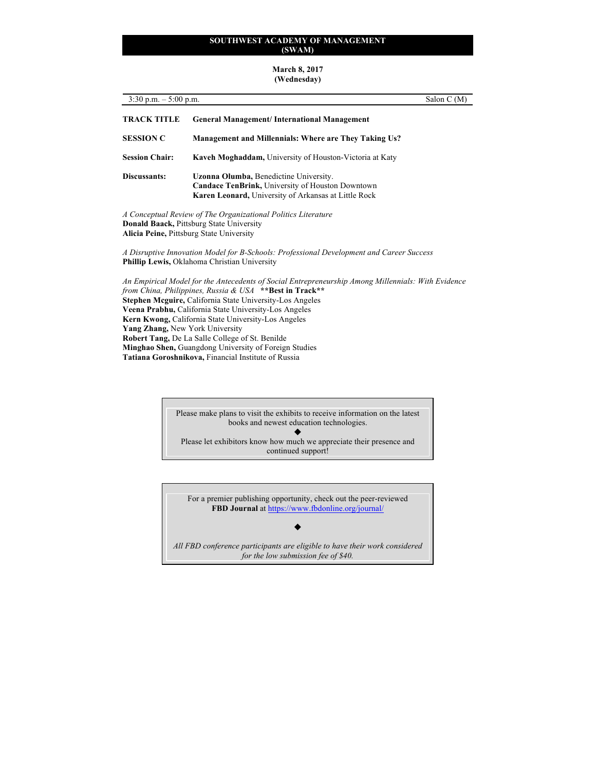## SOUTHWEST ACADEMY OF MANAGEMENT (SWAM)

**March 8, 2017 (Wednesday)**

3:30 p.m. – 5:00 p.m. Salon C (M)

**TRACK TITLE** **General Management/ International Management**

**SESSION C** **Management and Millennials: Where are They Taking Us?**

**Session Chair:** **Kaveh Moghaddam,** University of Houston-Victoria at Katy

**Discussants:** **Uzonna Olumba,** Benedictine University.
**Candace TenBrink,** University of Houston Downtown
**Karen Leonard,** University of Arkansas at Little Rock

*A Conceptual Review of The Organizational Politics Literature*
**Donald Baack,** Pittsburg State University
**Alicia Peine,** Pittsburg State University

*A Disruptive Innovation Model for B-Schools: Professional Development and Career Success*
**Phillip Lewis,** Oklahoma Christian University

*An Empirical Model for the Antecedents of Social Entrepreneurship Among Millennials: With Evidence from China, Philippines, Russia & USA* **\*\*Best in Track\*\***
**Stephen Mcguire,** California State University-Los Angeles
**Veena Prabhu,** California State University-Los Angeles
**Kern Kwong,** California State University-Los Angeles
**Yang Zhang,** New York University
**Robert Tang,** De La Salle College of St. Benilde
**Minghao Shen,** Guangdong University of Foreign Studies
**Tatiana Goroshnikova,** Financial Institute of Russia

Please make plans to visit the exhibits to receive information on the latest books and newest education technologies.

◆

Please let exhibitors know how much we appreciate their presence and continued support!

For a premier publishing opportunity, check out the peer-reviewed **FBD Journal** at https://www.fbdonline.org/journal/

◆

*All FBD conference participants are eligible to have their work considered for the low submission fee of $40.*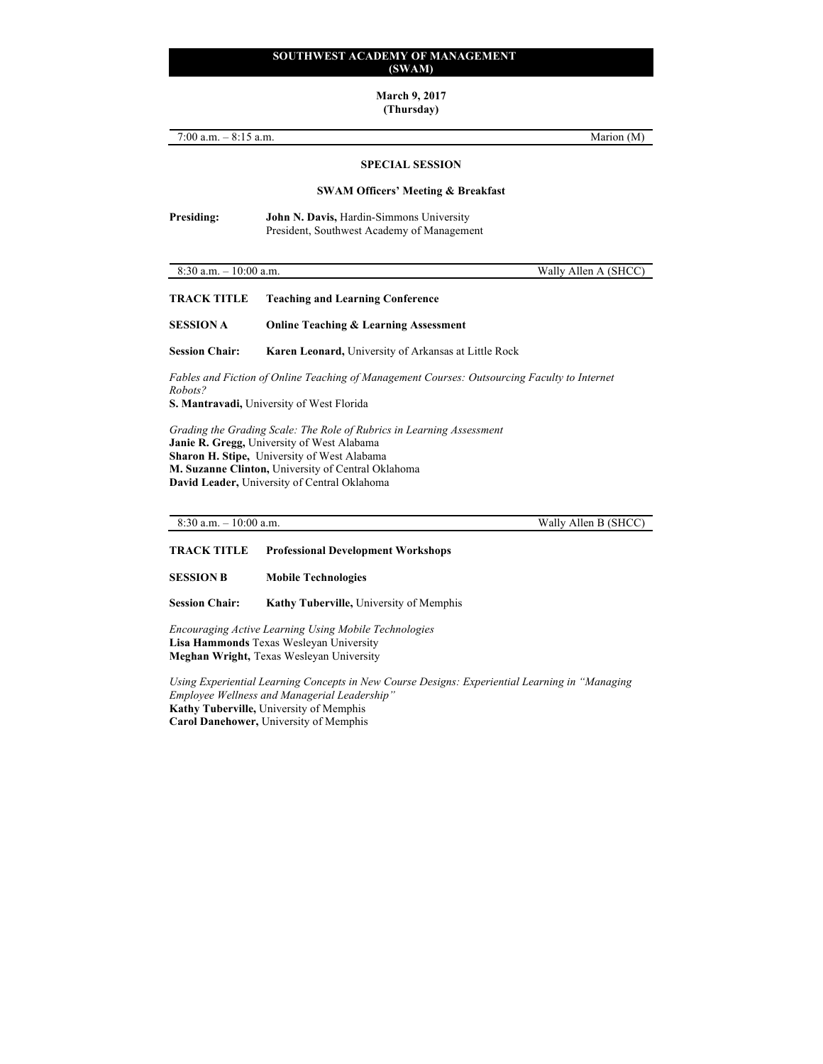# SOUTHWEST ACADEMY OF MANAGEMENT (SWAM)

**March 9, 2017**
**(Thursday)**

7:00 a.m. – 8:15 a.m. — Marion (M)

**SPECIAL SESSION**

**SWAM Officers' Meeting & Breakfast**

**Presiding:** **John N. Davis,** Hardin-Simmons University
President, Southwest Academy of Management

---

8:30 a.m. – 10:00 a.m. — Wally Allen A (SHCC)

**TRACK TITLE** **Teaching and Learning Conference**

**SESSION A** **Online Teaching & Learning Assessment**

**Session Chair:** **Karen Leonard,** University of Arkansas at Little Rock

*Fables and Fiction of Online Teaching of Management Courses: Outsourcing Faculty to Internet Robots?*
**S. Mantravadi,** University of West Florida

*Grading the Grading Scale: The Role of Rubrics in Learning Assessment*
**Janie R. Gregg,** University of West Alabama
**Sharon H. Stipe,** University of West Alabama
**M. Suzanne Clinton,** University of Central Oklahoma
**David Leader,** University of Central Oklahoma

---

8:30 a.m. – 10:00 a.m. — Wally Allen B (SHCC)

**TRACK TITLE** **Professional Development Workshops**

**SESSION B** **Mobile Technologies**

**Session Chair:** **Kathy Tuberville,** University of Memphis

*Encouraging Active Learning Using Mobile Technologies*
**Lisa Hammonds** Texas Wesleyan University
**Meghan Wright,** Texas Wesleyan University

*Using Experiential Learning Concepts in New Course Designs: Experiential Learning in "Managing Employee Wellness and Managerial Leadership"*
**Kathy Tuberville,** University of Memphis
**Carol Danehower,** University of Memphis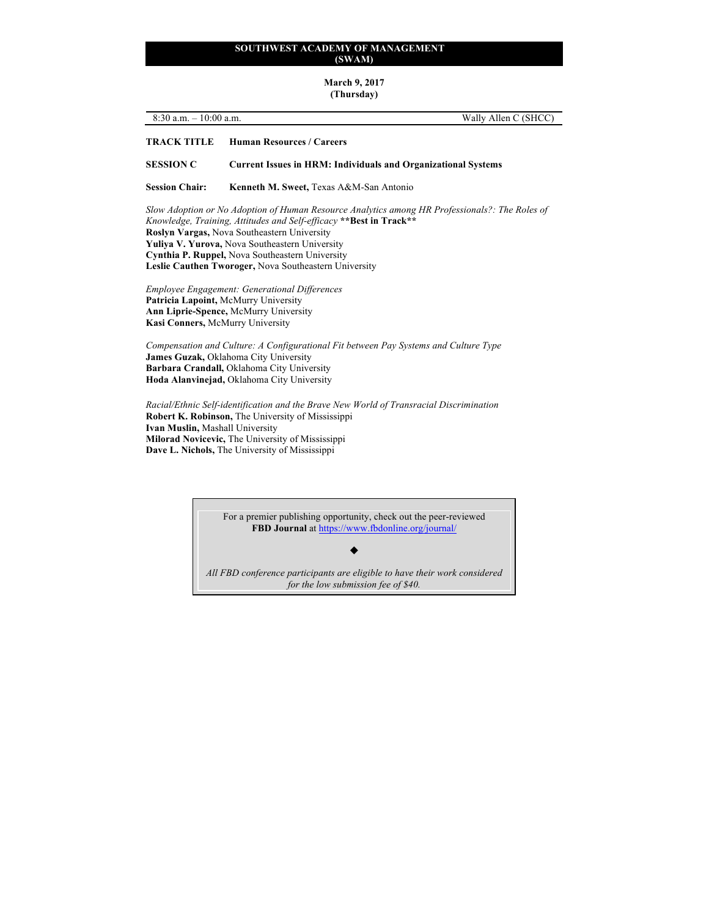## SOUTHWEST ACADEMY OF MANAGEMENT (SWAM)

**March 9, 2017**
**(Thursday)**

8:30 a.m. – 10:00 a.m. | Wally Allen C (SHCC)

**TRACK TITLE** **Human Resources / Careers**

**SESSION C** **Current Issues in HRM: Individuals and Organizational Systems**

**Session Chair:** **Kenneth M. Sweet,** Texas A&M-San Antonio

*Slow Adoption or No Adoption of Human Resource Analytics among HR Professionals?: The Roles of Knowledge, Training, Attitudes and Self-efficacy* **\*\*Best in Track\*\***
**Roslyn Vargas,** Nova Southeastern University
**Yuliya V. Yurova,** Nova Southeastern University
**Cynthia P. Ruppel,** Nova Southeastern University
**Leslie Cauthen Tworoger,** Nova Southeastern University

*Employee Engagement: Generational Differences*
**Patricia Lapoint,** McMurry University
**Ann Liprie-Spence,** McMurry University
**Kasi Conners,** McMurry University

*Compensation and Culture: A Configurational Fit between Pay Systems and Culture Type*
**James Guzak,** Oklahoma City University
**Barbara Crandall,** Oklahoma City University
**Hoda Alanvinejad,** Oklahoma City University

*Racial/Ethnic Self-identification and the Brave New World of Transracial Discrimination*
**Robert K. Robinson,** The University of Mississippi
**Ivan Muslin,** Mashall University
**Milorad Novicevic,** The University of Mississippi
**Dave L. Nichols,** The University of Mississippi

For a premier publishing opportunity, check out the peer-reviewed **FBD Journal** at https://www.fbdonline.org/journal/

◆

*All FBD conference participants are eligible to have their work considered for the low submission fee of $40.*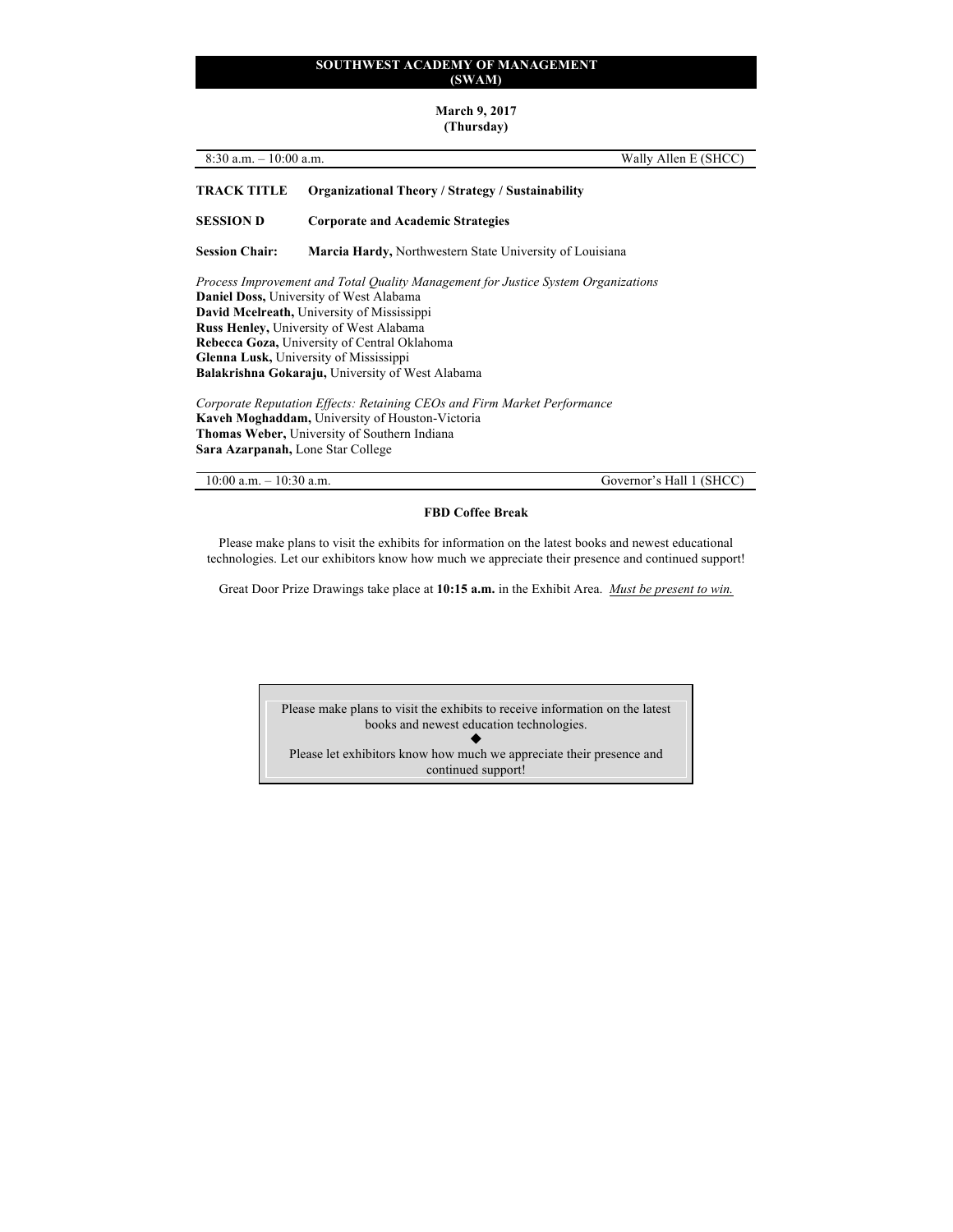**SOUTHWEST ACADEMY OF MANAGEMENT (SWAM)**

**March 9, 2017 (Thursday)**

8:30 a.m. – 10:00 a.m. Wally Allen E (SHCC)

**TRACK TITLE** **Organizational Theory / Strategy / Sustainability**

**SESSION D** **Corporate and Academic Strategies**

**Session Chair:** **Marcia Hardy,** Northwestern State University of Louisiana

*Process Improvement and Total Quality Management for Justice System Organizations*
**Daniel Doss,** University of West Alabama
**David Mcelreath,** University of Mississippi
**Russ Henley,** University of West Alabama
**Rebecca Goza,** University of Central Oklahoma
**Glenna Lusk,** University of Mississippi
**Balakrishna Gokaraju,** University of West Alabama

*Corporate Reputation Effects: Retaining CEOs and Firm Market Performance*
**Kaveh Moghaddam,** University of Houston-Victoria
**Thomas Weber,** University of Southern Indiana
**Sara Azarpanah,** Lone Star College

10:00 a.m. – 10:30 a.m. Governor's Hall 1 (SHCC)

**FBD Coffee Break**

Please make plans to visit the exhibits for information on the latest books and newest educational technologies. Let our exhibitors know how much we appreciate their presence and continued support!

Great Door Prize Drawings take place at **10:15 a.m.** in the Exhibit Area. *Must be present to win.*

Please make plans to visit the exhibits to receive information on the latest books and newest education technologies.

◆

Please let exhibitors know how much we appreciate their presence and continued support!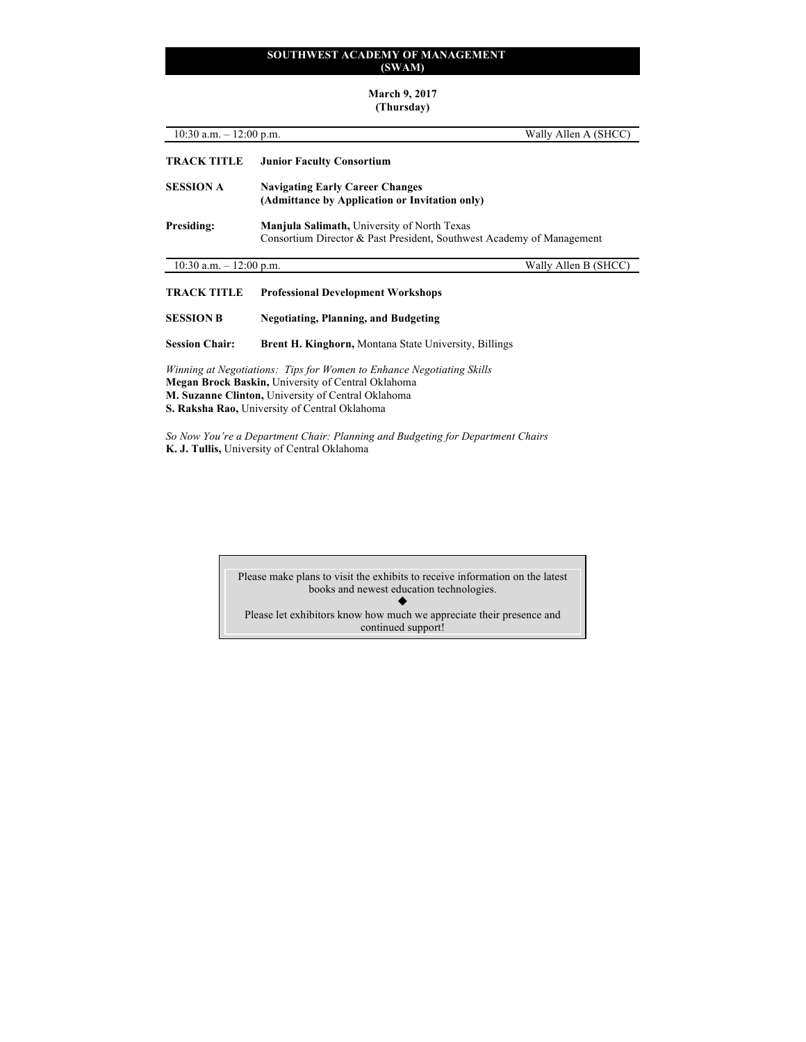**SOUTHWEST ACADEMY OF MANAGEMENT (SWAM)**

**March 9, 2017**
**(Thursday)**

10:30 a.m. – 12:00 p.m. — Wally Allen A (SHCC)

**TRACK TITLE** — **Junior Faculty Consortium**

**SESSION A** — **Navigating Early Career Changes**
**(Admittance by Application or Invitation only)**

**Presiding:** **Manjula Salimath,** University of North Texas
Consortium Director & Past President, Southwest Academy of Management

10:30 a.m. – 12:00 p.m. — Wally Allen B (SHCC)

**TRACK TITLE** — **Professional Development Workshops**

**SESSION B** — **Negotiating, Planning, and Budgeting**

**Session Chair:** **Brent H. Kinghorn,** Montana State University, Billings

*Winning at Negotiations: Tips for Women to Enhance Negotiating Skills*
**Megan Brock Baskin,** University of Central Oklahoma
**M. Suzanne Clinton,** University of Central Oklahoma
**S. Raksha Rao,** University of Central Oklahoma

*So Now You're a Department Chair: Planning and Budgeting for Department Chairs*
**K. J. Tullis,** University of Central Oklahoma

> Please make plans to visit the exhibits to receive information on the latest books and newest education technologies.
>
> ◆
>
> Please let exhibitors know how much we appreciate their presence and continued support!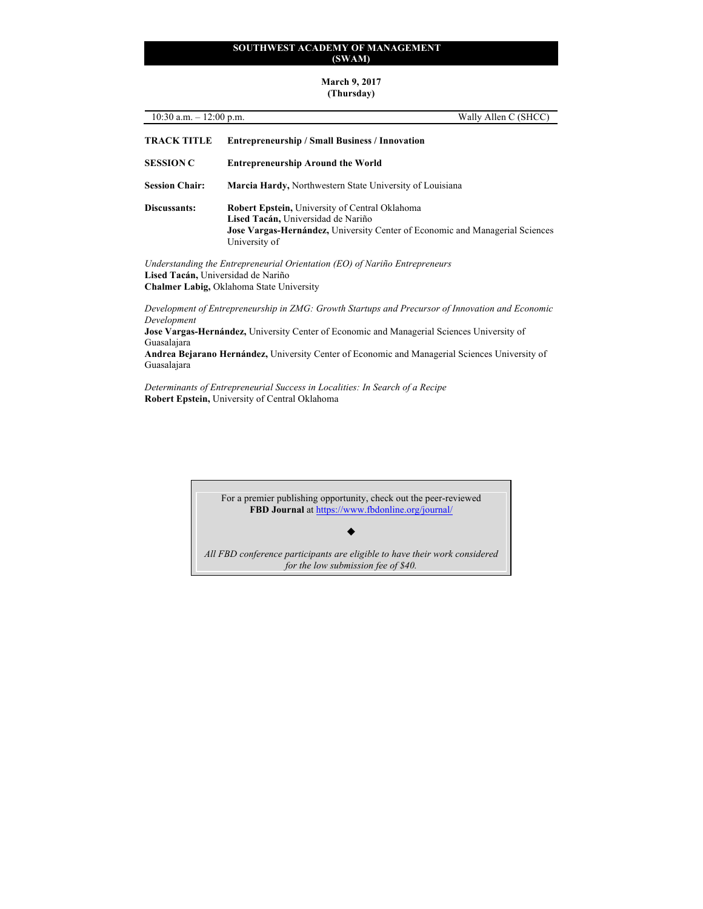## SOUTHWEST ACADEMY OF MANAGEMENT (SWAM)

**March 9, 2017**
**(Thursday)**

10:30 a.m. – 12:00 p.m. Wally Allen C (SHCC)

**TRACK TITLE** **Entrepreneurship / Small Business / Innovation**

**SESSION C** **Entrepreneurship Around the World**

**Session Chair:** **Marcia Hardy,** Northwestern State University of Louisiana

**Discussants:**
**Robert Epstein,** University of Central Oklahoma
**Lised Tacán,** Universidad de Nariño
**Jose Vargas-Hernández,** University Center of Economic and Managerial Sciences University of

*Understanding the Entrepreneurial Orientation (EO) of Nariño Entrepreneurs*
**Lised Tacán,** Universidad de Nariño
**Chalmer Labig,** Oklahoma State University

*Development of Entrepreneurship in ZMG: Growth Startups and Precursor of Innovation and Economic Development*
**Jose Vargas-Hernández,** University Center of Economic and Managerial Sciences University of Guasalajara
**Andrea Bejarano Hernández,** University Center of Economic and Managerial Sciences University of Guasalajara

*Determinants of Entrepreneurial Success in Localities: In Search of a Recipe*
**Robert Epstein,** University of Central Oklahoma

For a premier publishing opportunity, check out the peer-reviewed **FBD Journal** at https://www.fbdonline.org/journal/

◆

*All FBD conference participants are eligible to have their work considered for the low submission fee of $40.*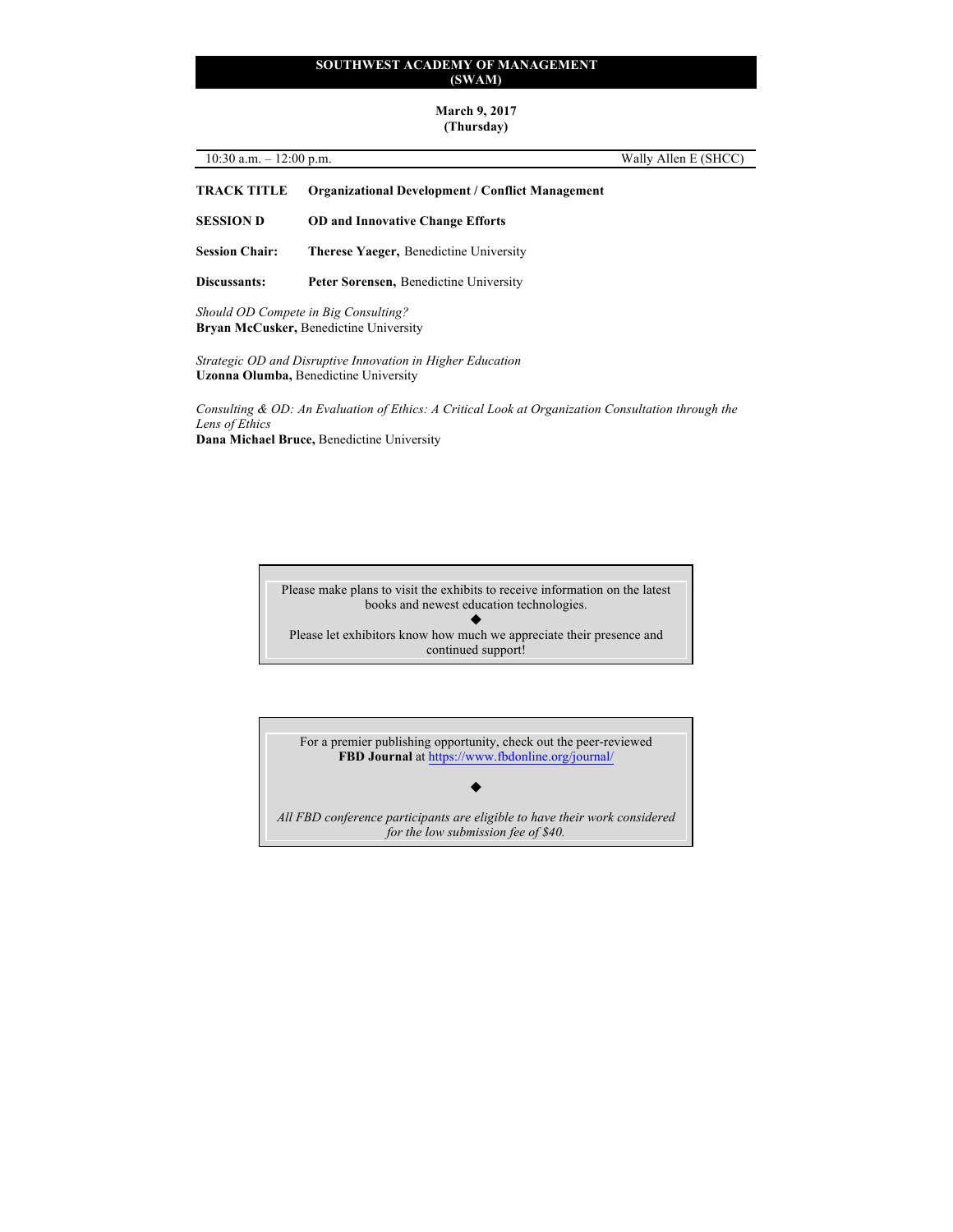**SOUTHWEST ACADEMY OF MANAGEMENT (SWAM)**

**March 9, 2017 (Thursday)**

10:30 a.m. – 12:00 p.m. Wally Allen E (SHCC)

**TRACK TITLE** **Organizational Development / Conflict Management**

**SESSION D** **OD and Innovative Change Efforts**

**Session Chair:** **Therese Yaeger,** Benedictine University

**Discussants:** **Peter Sorensen,** Benedictine University

*Should OD Compete in Big Consulting?*
**Bryan McCusker,** Benedictine University

*Strategic OD and Disruptive Innovation in Higher Education*
**Uzonna Olumba,** Benedictine University

*Consulting & OD: An Evaluation of Ethics: A Critical Look at Organization Consultation through the Lens of Ethics*
**Dana Michael Bruce,** Benedictine University

Please make plans to visit the exhibits to receive information on the latest books and newest education technologies.

◆

Please let exhibitors know how much we appreciate their presence and continued support!

For a premier publishing opportunity, check out the peer-reviewed **FBD Journal** at https://www.fbdonline.org/journal/

◆

*All FBD conference participants are eligible to have their work considered for the low submission fee of $40.*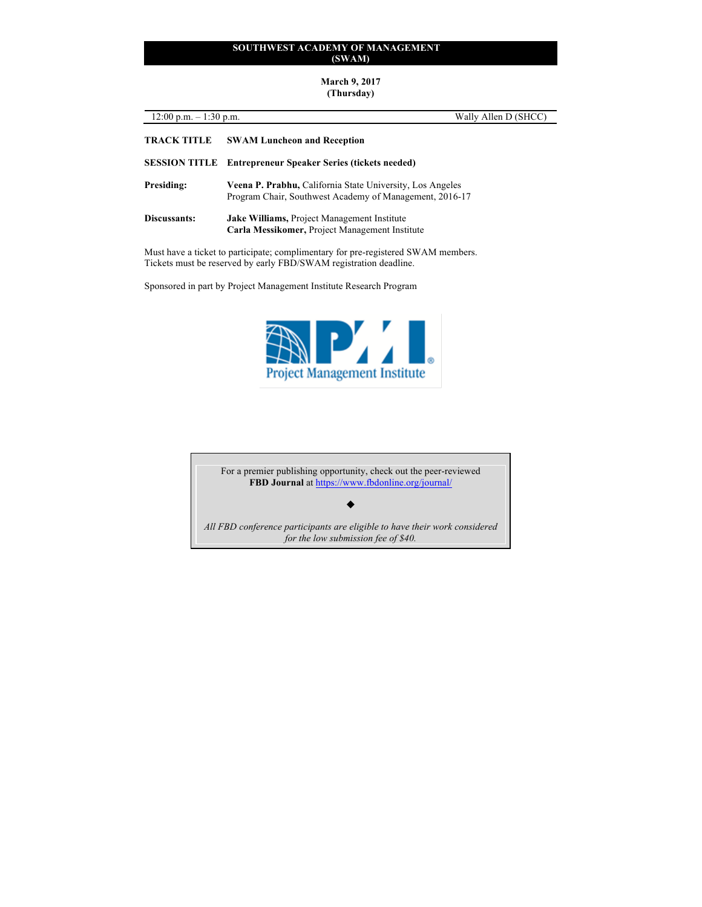**SOUTHWEST ACADEMY OF MANAGEMENT (SWAM)**

**March 9, 2017 (Thursday)**

12:00 p.m. – 1:30 p.m. Wally Allen D (SHCC)

**TRACK TITLE** **SWAM Luncheon and Reception**

**SESSION TITLE** **Entrepreneur Speaker Series (tickets needed)**

**Presiding:** **Veena P. Prabhu,** California State University, Los Angeles
Program Chair, Southwest Academy of Management, 2016-17

**Discussants:** **Jake Williams,** Project Management Institute
**Carla Messikomer,** Project Management Institute

Must have a ticket to participate; complimentary for pre-registered SWAM members.
Tickets must be reserved by early FBD/SWAM registration deadline.

Sponsored in part by Project Management Institute Research Program

For a premier publishing opportunity, check out the peer-reviewed **FBD Journal** at https://www.fbdonline.org/journal/

◆

*All FBD conference participants are eligible to have their work considered for the low submission fee of $40.*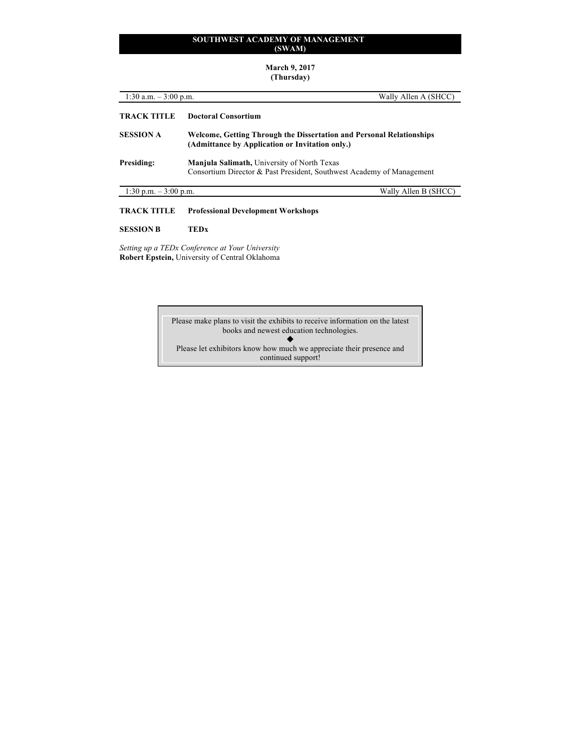## SOUTHWEST ACADEMY OF MANAGEMENT (SWAM)

**March 9, 2017**
**(Thursday)**

1:30 a.m. – 3:00 p.m. — Wally Allen A (SHCC)

**TRACK TITLE** **Doctoral Consortium**

**SESSION A** **Welcome, Getting Through the Dissertation and Personal Relationships (Admittance by Application or Invitation only.)**

**Presiding:** **Manjula Salimath,** University of North Texas
Consortium Director & Past President, Southwest Academy of Management

1:30 p.m. – 3:00 p.m. — Wally Allen B (SHCC)

**TRACK TITLE** **Professional Development Workshops**

**SESSION B** **TEDx**

*Setting up a TEDx Conference at Your University*
**Robert Epstein,** University of Central Oklahoma

> Please make plans to visit the exhibits to receive information on the latest books and newest education technologies.
>
> ◆
>
> Please let exhibitors know how much we appreciate their presence and continued support!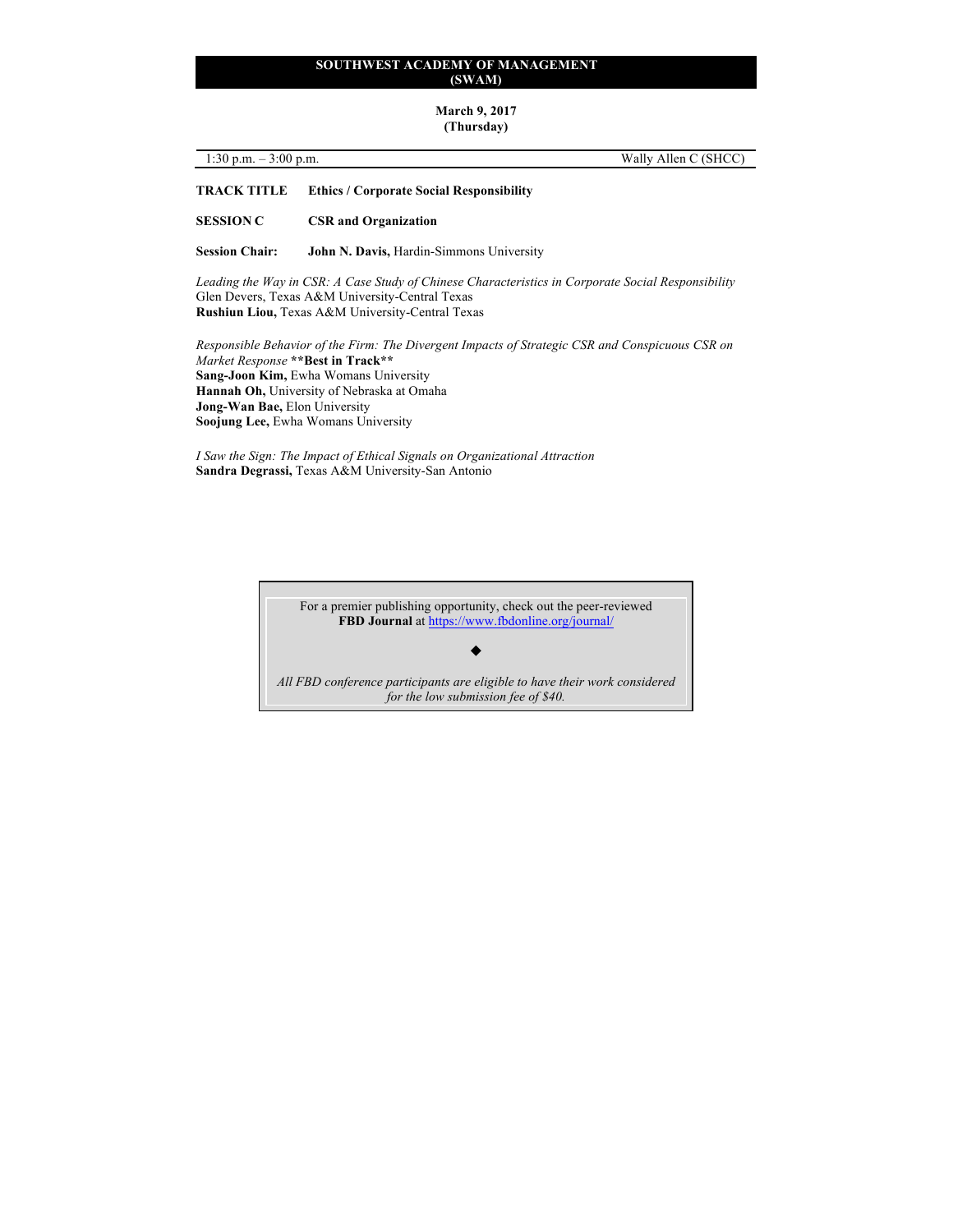## SOUTHWEST ACADEMY OF MANAGEMENT (SWAM)

**March 9, 2017**
**(Thursday)**

1:30 p.m. – 3:00 p.m. Wally Allen C (SHCC)

**TRACK TITLE** **Ethics / Corporate Social Responsibility**

**SESSION C** **CSR and Organization**

**Session Chair:** **John N. Davis,** Hardin-Simmons University

*Leading the Way in CSR: A Case Study of Chinese Characteristics in Corporate Social Responsibility*
Glen Devers, Texas A&M University-Central Texas
**Rushiun Liou,** Texas A&M University-Central Texas

*Responsible Behavior of the Firm: The Divergent Impacts of Strategic CSR and Conspicuous CSR on Market Response* **\*\*Best in Track\*\***
**Sang-Joon Kim,** Ewha Womans University
**Hannah Oh,** University of Nebraska at Omaha
**Jong-Wan Bae,** Elon University
**Soojung Lee,** Ewha Womans University

*I Saw the Sign: The Impact of Ethical Signals on Organizational Attraction*
**Sandra Degrassi,** Texas A&M University-San Antonio

---

For a premier publishing opportunity, check out the peer-reviewed **FBD Journal** at https://www.fbdonline.org/journal/

◆

*All FBD conference participants are eligible to have their work considered for the low submission fee of $40.*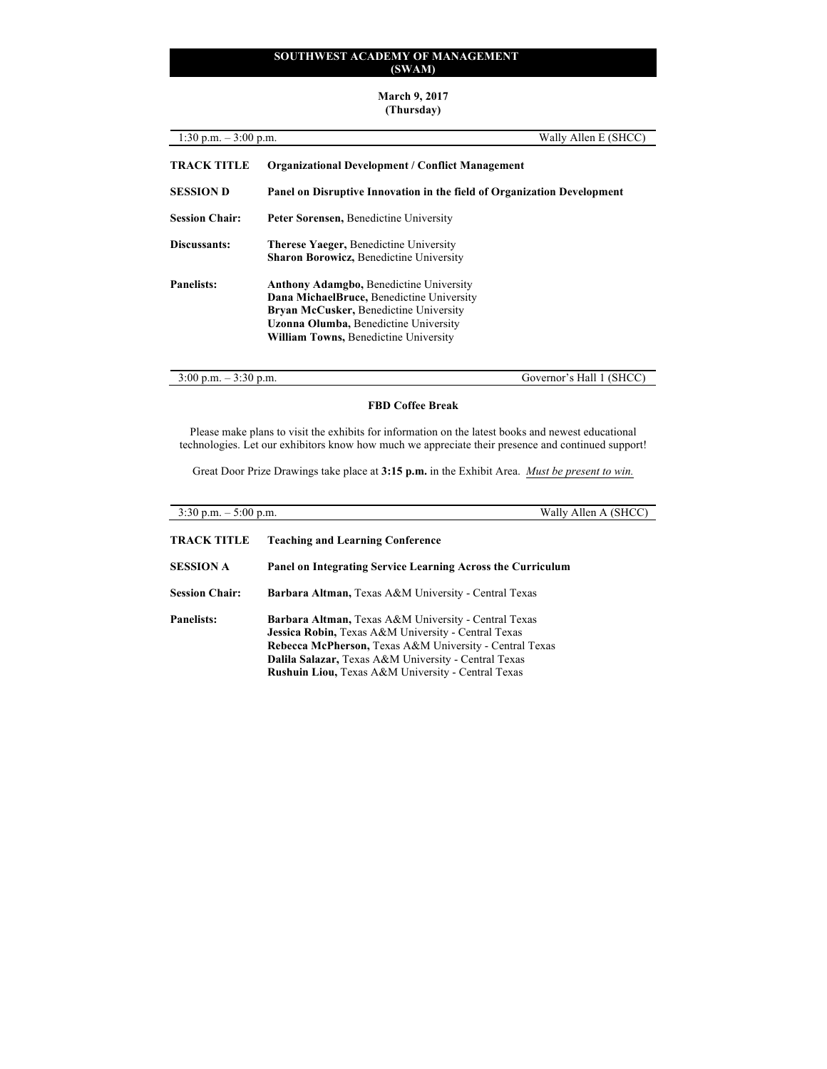**SOUTHWEST ACADEMY OF MANAGEMENT (SWAM)**

**March 9, 2017 (Thursday)**

1:30 p.m. – 3:00 p.m. — Wally Allen E (SHCC)

**TRACK TITLE** **Organizational Development / Conflict Management**

**SESSION D** **Panel on Disruptive Innovation in the field of Organization Development**

**Session Chair:** **Peter Sorensen,** Benedictine University

**Discussants:**
**Therese Yaeger,** Benedictine University
**Sharon Borowicz,** Benedictine University

**Panelists:**
**Anthony Adamgbo,** Benedictine University
**Dana MichaelBruce,** Benedictine University
**Bryan McCusker,** Benedictine University
**Uzonna Olumba,** Benedictine University
**William Towns,** Benedictine University

3:00 p.m. – 3:30 p.m. — Governor's Hall 1 (SHCC)

**FBD Coffee Break**

Please make plans to visit the exhibits for information on the latest books and newest educational technologies. Let our exhibitors know how much we appreciate their presence and continued support!

Great Door Prize Drawings take place at **3:15 p.m.** in the Exhibit Area. *Must be present to win.*

3:30 p.m. – 5:00 p.m. — Wally Allen A (SHCC)

**TRACK TITLE** **Teaching and Learning Conference**

**SESSION A** **Panel on Integrating Service Learning Across the Curriculum**

**Session Chair:** **Barbara Altman,** Texas A&M University - Central Texas

**Panelists:**
**Barbara Altman,** Texas A&M University - Central Texas
**Jessica Robin,** Texas A&M University - Central Texas
**Rebecca McPherson,** Texas A&M University - Central Texas
**Dalila Salazar,** Texas A&M University - Central Texas
**Rushuin Liou,** Texas A&M University - Central Texas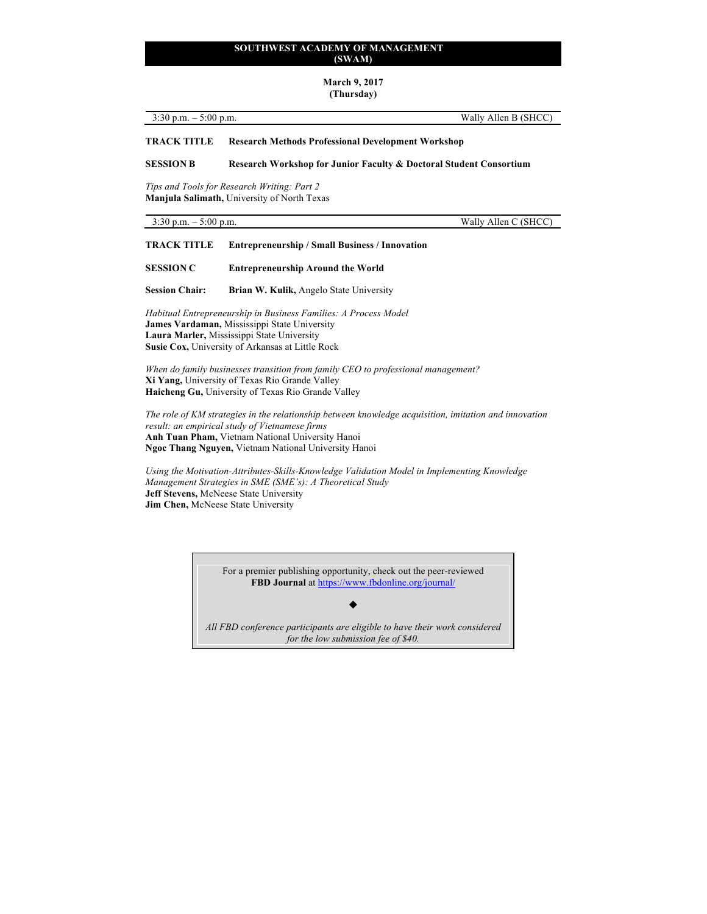# SOUTHWEST ACADEMY OF MANAGEMENT (SWAM)

**March 9, 2017**
**(Thursday)**

| 3:30 p.m. – 5:00 p.m. | Wally Allen B (SHCC) |
|---|---|

**TRACK TITLE** **Research Methods Professional Development Workshop**

**SESSION B** **Research Workshop for Junior Faculty & Doctoral Student Consortium**

*Tips and Tools for Research Writing: Part 2*
**Manjula Salimath,** University of North Texas

| 3:30 p.m. – 5:00 p.m. | Wally Allen C (SHCC) |
|---|---|

**TRACK TITLE** **Entrepreneurship / Small Business / Innovation**

**SESSION C** **Entrepreneurship Around the World**

**Session Chair:** **Brian W. Kulik,** Angelo State University

*Habitual Entrepreneurship in Business Families: A Process Model*
**James Vardaman,** Mississippi State University
**Laura Marler,** Mississippi State University
**Susie Cox,** University of Arkansas at Little Rock

*When do family businesses transition from family CEO to professional management?*
**Xi Yang,** University of Texas Rio Grande Valley
**Haicheng Gu,** University of Texas Rio Grande Valley

*The role of KM strategies in the relationship between knowledge acquisition, imitation and innovation result: an empirical study of Vietnamese firms*
**Anh Tuan Pham,** Vietnam National University Hanoi
**Ngoc Thang Nguyen,** Vietnam National University Hanoi

*Using the Motivation-Attributes-Skills-Knowledge Validation Model in Implementing Knowledge Management Strategies in SME (SME's): A Theoretical Study*
**Jeff Stevens,** McNeese State University
**Jim Chen,** McNeese State University

---

For a premier publishing opportunity, check out the peer-reviewed **FBD Journal** at https://www.fbdonline.org/journal/

◆

*All FBD conference participants are eligible to have their work considered for the low submission fee of $40.*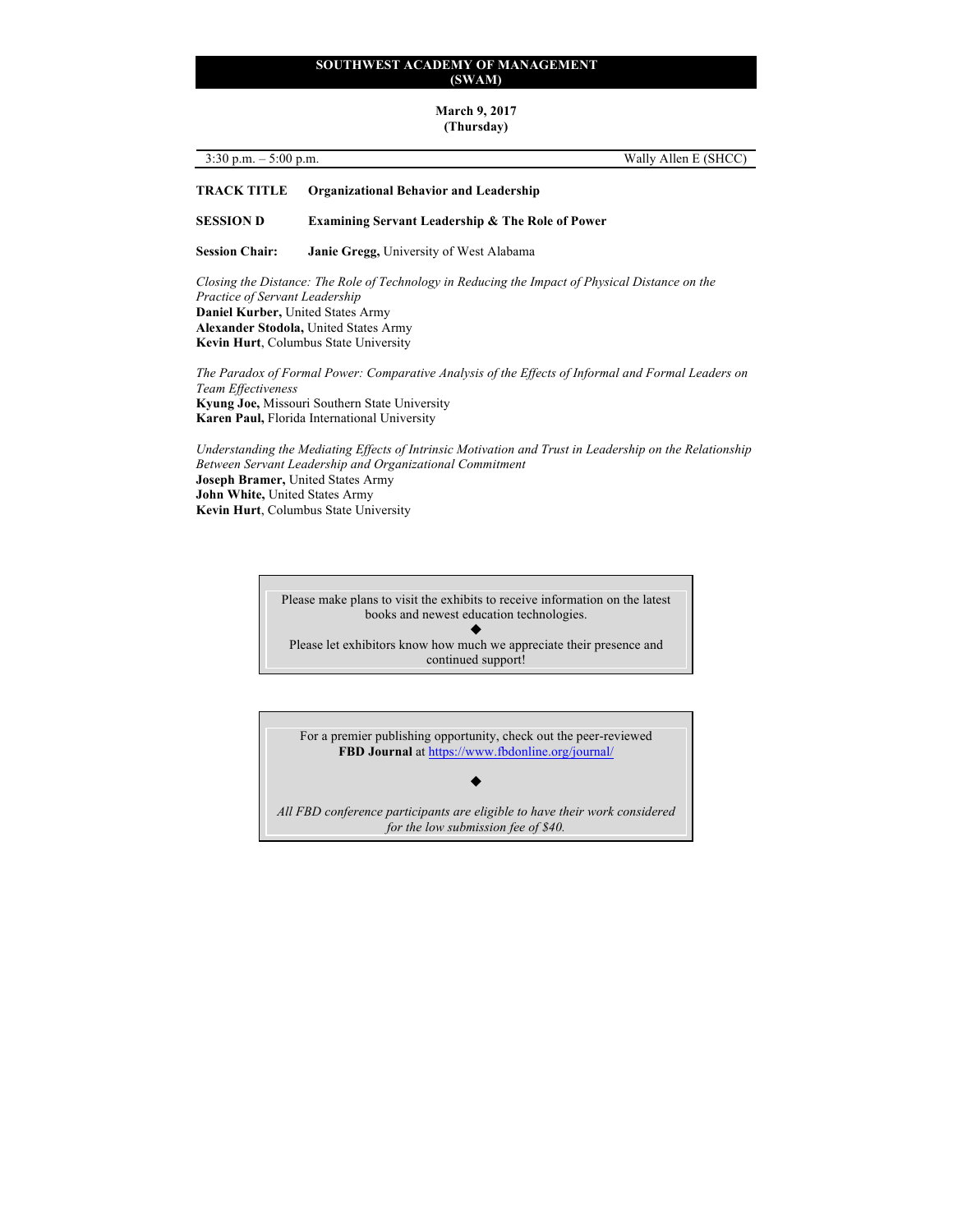# SOUTHWEST ACADEMY OF MANAGEMENT (SWAM)

**March 9, 2017**
**(Thursday)**

3:30 p.m. – 5:00 p.m. — Wally Allen E (SHCC)

**TRACK TITLE** **Organizational Behavior and Leadership**

**SESSION D** **Examining Servant Leadership & The Role of Power**

**Session Chair:** **Janie Gregg,** University of West Alabama

*Closing the Distance: The Role of Technology in Reducing the Impact of Physical Distance on the Practice of Servant Leadership*
**Daniel Kurber,** United States Army
**Alexander Stodola,** United States Army
**Kevin Hurt**, Columbus State University

*The Paradox of Formal Power: Comparative Analysis of the Effects of Informal and Formal Leaders on Team Effectiveness*
**Kyung Joe,** Missouri Southern State University
**Karen Paul,** Florida International University

*Understanding the Mediating Effects of Intrinsic Motivation and Trust in Leadership on the Relationship Between Servant Leadership and Organizational Commitment*
**Joseph Bramer,** United States Army
**John White,** United States Army
**Kevin Hurt**, Columbus State University

---

Please make plans to visit the exhibits to receive information on the latest books and newest education technologies.

◆

Please let exhibitors know how much we appreciate their presence and continued support!

---

For a premier publishing opportunity, check out the peer-reviewed **FBD Journal** at https://www.fbdonline.org/journal/

◆

*All FBD conference participants are eligible to have their work considered for the low submission fee of $40.*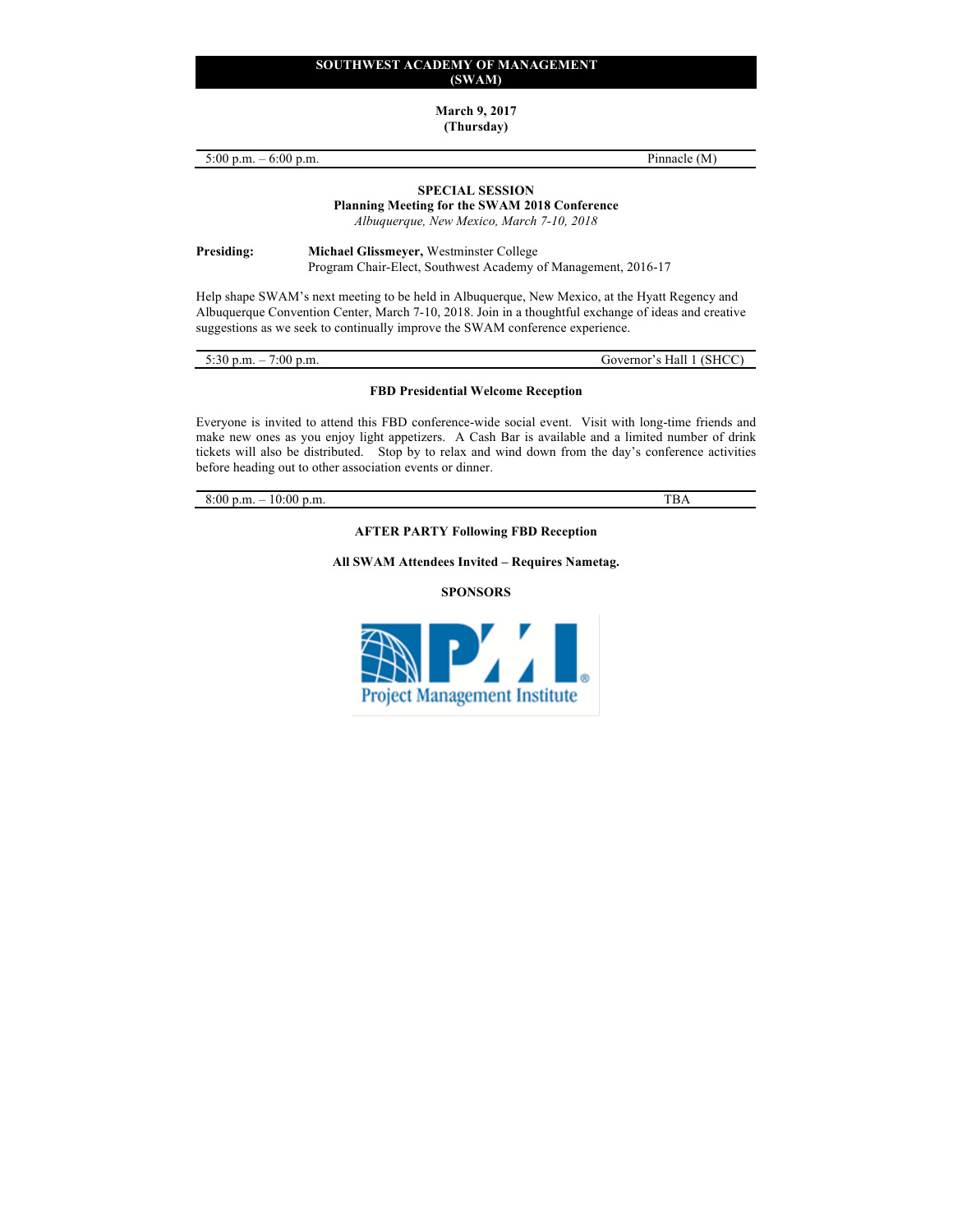# SOUTHWEST ACADEMY OF MANAGEMENT (SWAM)

**March 9, 2017**
**(Thursday)**

5:00 p.m. – 6:00 p.m. Pinnacle (M)

**SPECIAL SESSION**
**Planning Meeting for the SWAM 2018 Conference**
*Albuquerque, New Mexico, March 7-10, 2018*

**Presiding:** **Michael Glissmeyer,** Westminster College
Program Chair-Elect, Southwest Academy of Management, 2016-17

Help shape SWAM's next meeting to be held in Albuquerque, New Mexico, at the Hyatt Regency and Albuquerque Convention Center, March 7-10, 2018. Join in a thoughtful exchange of ideas and creative suggestions as we seek to continually improve the SWAM conference experience.

5:30 p.m. – 7:00 p.m. Governor's Hall 1 (SHCC)

**FBD Presidential Welcome Reception**

Everyone is invited to attend this FBD conference-wide social event. Visit with long-time friends and make new ones as you enjoy light appetizers. A Cash Bar is available and a limited number of drink tickets will also be distributed. Stop by to relax and wind down from the day's conference activities before heading out to other association events or dinner.

8:00 p.m. – 10:00 p.m. TBA

**AFTER PARTY Following FBD Reception**

**All SWAM Attendees Invited – Requires Nametag.**

**SPONSORS**

PMI® Project Management Institute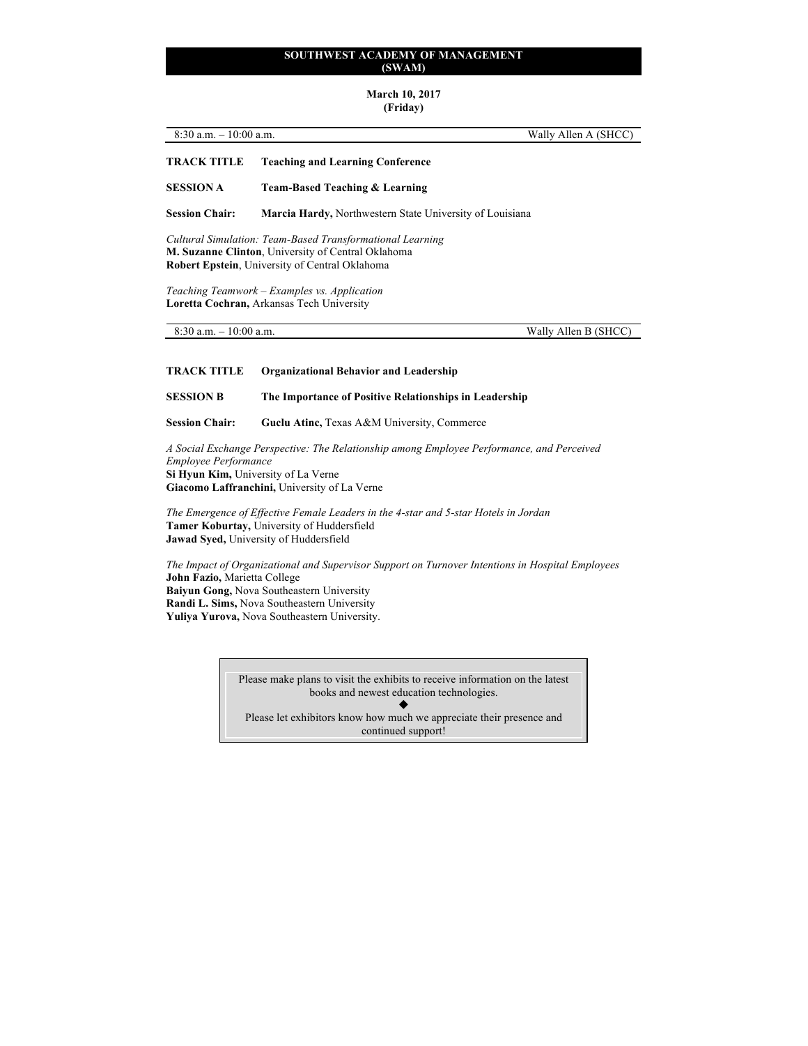**SOUTHWEST ACADEMY OF MANAGEMENT (SWAM)**

**March 10, 2017**
**(Friday)**

8:30 a.m. – 10:00 a.m. Wally Allen A (SHCC)

**TRACK TITLE** **Teaching and Learning Conference**

**SESSION A** **Team-Based Teaching & Learning**

**Session Chair:** **Marcia Hardy,** Northwestern State University of Louisiana

*Cultural Simulation: Team-Based Transformational Learning*
**M. Suzanne Clinton**, University of Central Oklahoma
**Robert Epstein**, University of Central Oklahoma

*Teaching Teamwork – Examples vs. Application*
**Loretta Cochran,** Arkansas Tech University

8:30 a.m. – 10:00 a.m. Wally Allen B (SHCC)

**TRACK TITLE** **Organizational Behavior and Leadership**

**SESSION B** **The Importance of Positive Relationships in Leadership**

**Session Chair:** **Guclu Atinc,** Texas A&M University, Commerce

*A Social Exchange Perspective: The Relationship among Employee Performance, and Perceived Employee Performance*
**Si Hyun Kim,** University of La Verne
**Giacomo Laffranchini,** University of La Verne

*The Emergence of Effective Female Leaders in the 4-star and 5-star Hotels in Jordan*
**Tamer Koburtay,** University of Huddersfield
**Jawad Syed,** University of Huddersfield

*The Impact of Organizational and Supervisor Support on Turnover Intentions in Hospital Employees*
**John Fazio,** Marietta College
**Baiyun Gong,** Nova Southeastern University
**Randi L. Sims,** Nova Southeastern University
**Yuliya Yurova,** Nova Southeastern University.

Please make plans to visit the exhibits to receive information on the latest books and newest education technologies.

◆

Please let exhibitors know how much we appreciate their presence and continued support!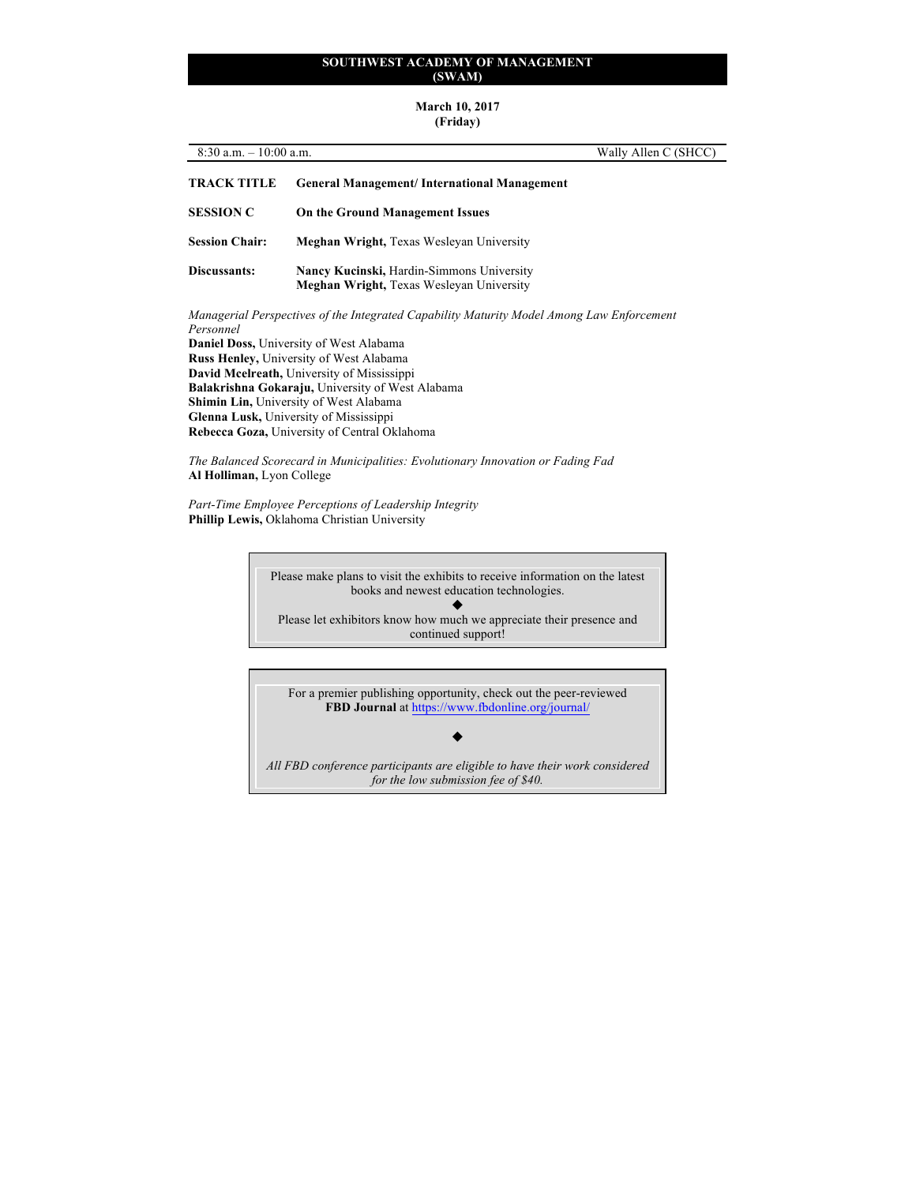# SOUTHWEST ACADEMY OF MANAGEMENT (SWAM)

**March 10, 2017**
**(Friday)**

8:30 a.m. – 10:00 a.m. Wally Allen C (SHCC)

**TRACK TITLE** **General Management/ International Management**

**SESSION C** **On the Ground Management Issues**

**Session Chair:** **Meghan Wright,** Texas Wesleyan University

**Discussants:** **Nancy Kucinski,** Hardin-Simmons University
**Meghan Wright,** Texas Wesleyan University

*Managerial Perspectives of the Integrated Capability Maturity Model Among Law Enforcement Personnel*
**Daniel Doss,** University of West Alabama
**Russ Henley,** University of West Alabama
**David Mcelreath,** University of Mississippi
**Balakrishna Gokaraju,** University of West Alabama
**Shimin Lin,** University of West Alabama
**Glenna Lusk,** University of Mississippi
**Rebecca Goza,** University of Central Oklahoma

*The Balanced Scorecard in Municipalities: Evolutionary Innovation or Fading Fad*
**Al Holliman,** Lyon College

*Part-Time Employee Perceptions of Leadership Integrity*
**Phillip Lewis,** Oklahoma Christian University

Please make plans to visit the exhibits to receive information on the latest books and newest education technologies.

◆

Please let exhibitors know how much we appreciate their presence and continued support!

For a premier publishing opportunity, check out the peer-reviewed **FBD Journal** at https://www.fbdonline.org/journal/

◆

*All FBD conference participants are eligible to have their work considered for the low submission fee of $40.*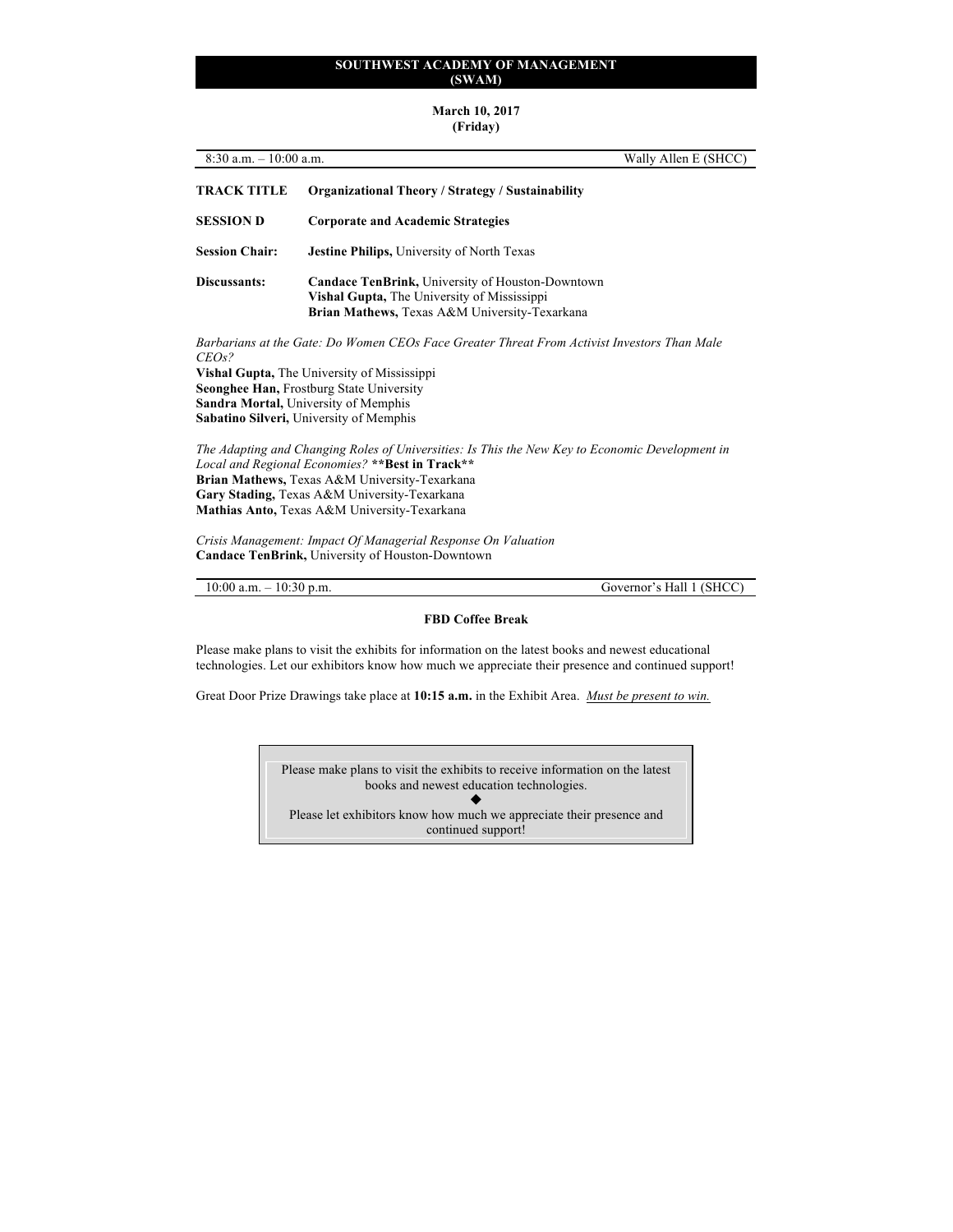**SOUTHWEST ACADEMY OF MANAGEMENT (SWAM)**

**March 10, 2017**
**(Friday)**

8:30 a.m. – 10:00 a.m. Wally Allen E (SHCC)

**TRACK TITLE** **Organizational Theory / Strategy / Sustainability**

**SESSION D** **Corporate and Academic Strategies**

**Session Chair:** **Jestine Philips,** University of North Texas

**Discussants:** **Candace TenBrink,** University of Houston-Downtown
**Vishal Gupta,** The University of Mississippi
**Brian Mathews,** Texas A&M University-Texarkana

*Barbarians at the Gate: Do Women CEOs Face Greater Threat From Activist Investors Than Male CEOs?*
**Vishal Gupta,** The University of Mississippi
**Seonghee Han,** Frostburg State University
**Sandra Mortal,** University of Memphis
**Sabatino Silveri,** University of Memphis

*The Adapting and Changing Roles of Universities: Is This the New Key to Economic Development in Local and Regional Economies?* **\*\*Best in Track\*\***
**Brian Mathews,** Texas A&M University-Texarkana
**Gary Stading,** Texas A&M University-Texarkana
**Mathias Anto,** Texas A&M University-Texarkana

*Crisis Management: Impact Of Managerial Response On Valuation*
**Candace TenBrink,** University of Houston-Downtown

10:00 a.m. – 10:30 p.m. Governor's Hall 1 (SHCC)

**FBD Coffee Break**

Please make plans to visit the exhibits for information on the latest books and newest educational technologies. Let our exhibitors know how much we appreciate their presence and continued support!

Great Door Prize Drawings take place at **10:15 a.m.** in the Exhibit Area. *Must be present to win.*

> Please make plans to visit the exhibits to receive information on the latest books and newest education technologies.
>
> ◆
>
> Please let exhibitors know how much we appreciate their presence and continued support!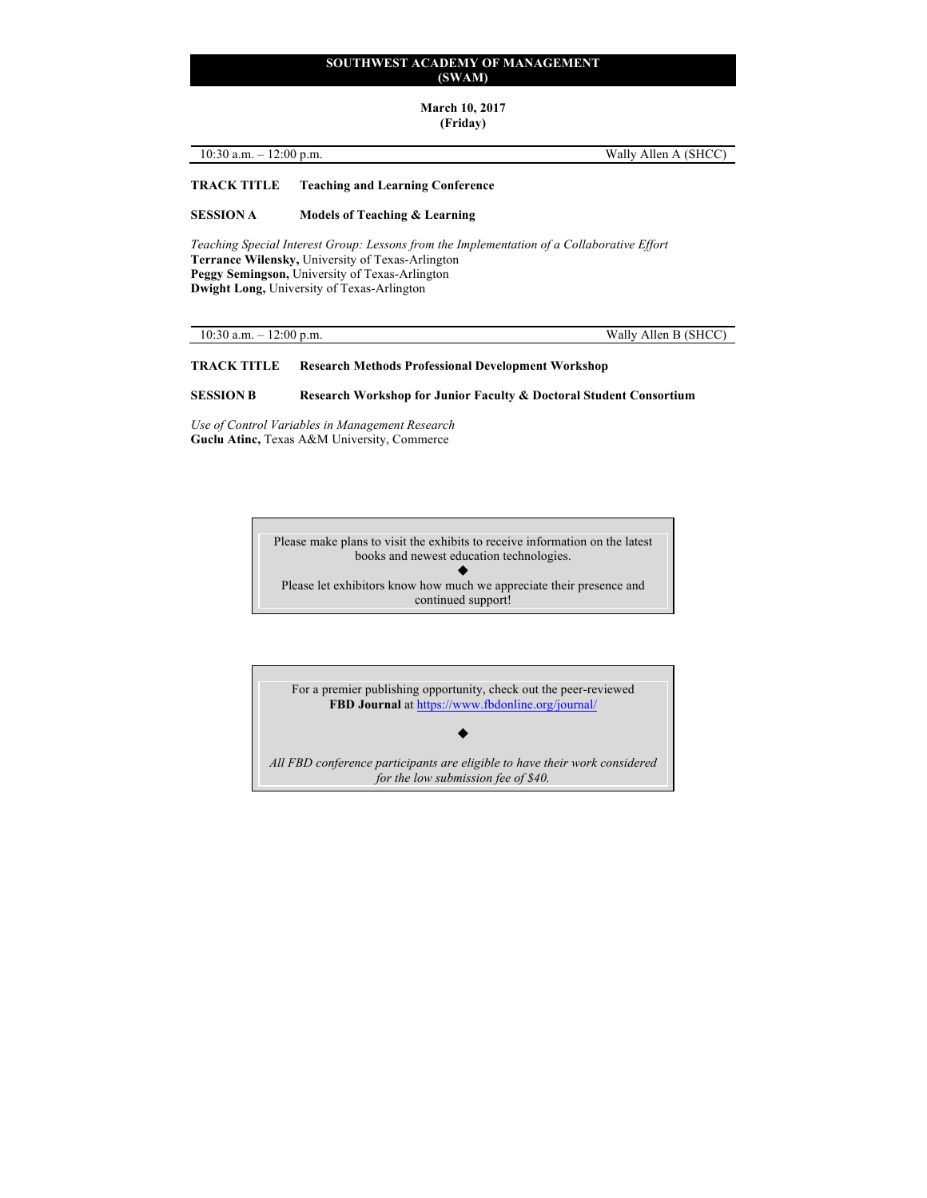# SOUTHWEST ACADEMY OF MANAGEMENT (SWAM)

**March 10, 2017**
**(Friday)**

10:30 a.m. – 12:00 p.m. | Wally Allen A (SHCC)

**TRACK TITLE** **Teaching and Learning Conference**

**SESSION A** **Models of Teaching & Learning**

*Teaching Special Interest Group: Lessons from the Implementation of a Collaborative Effort*
**Terrance Wilensky,** University of Texas-Arlington
**Peggy Semingson,** University of Texas-Arlington
**Dwight Long,** University of Texas-Arlington

10:30 a.m. – 12:00 p.m. | Wally Allen B (SHCC)

**TRACK TITLE** **Research Methods Professional Development Workshop**

**SESSION B** **Research Workshop for Junior Faculty & Doctoral Student Consortium**

*Use of Control Variables in Management Research*
**Guclu Atinc,** Texas A&M University, Commerce

Please make plans to visit the exhibits to receive information on the latest books and newest education technologies.

◆

Please let exhibitors know how much we appreciate their presence and continued support!

For a premier publishing opportunity, check out the peer-reviewed **FBD Journal** at https://www.fbdonline.org/journal/

◆

*All FBD conference participants are eligible to have their work considered for the low submission fee of $40.*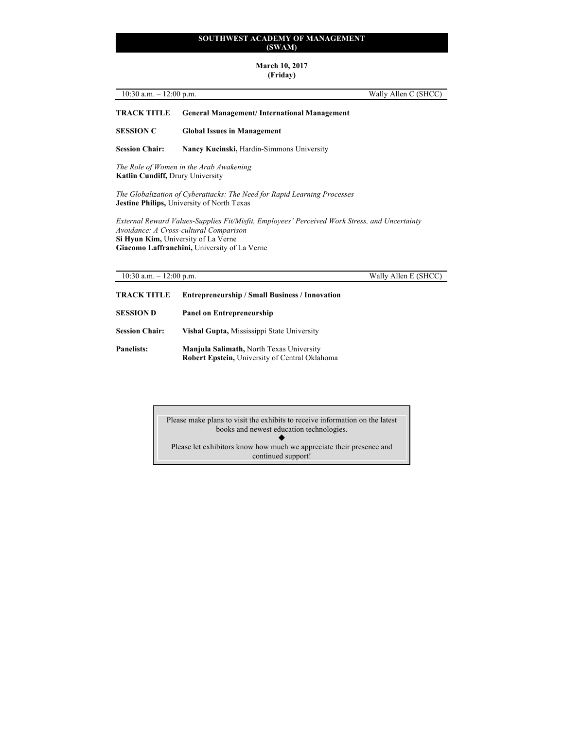# SOUTHWEST ACADEMY OF MANAGEMENT (SWAM)

**March 10, 2017**
**(Friday)**

10:30 a.m. – 12:00 p.m. Wally Allen C (SHCC)

**TRACK TITLE** **General Management/ International Management**

**SESSION C** **Global Issues in Management**

**Session Chair:** **Nancy Kucinski,** Hardin-Simmons University

*The Role of Women in the Arab Awakening*
**Katlin Cundiff,** Drury University

*The Globalization of Cyberattacks: The Need for Rapid Learning Processes*
**Jestine Philips,** University of North Texas

*External Reward Values-Supplies Fit/Misfit, Employees' Perceived Work Stress, and Uncertainty Avoidance: A Cross-cultural Comparison*
**Si Hyun Kim,** University of La Verne
**Giacomo Laffranchini,** University of La Verne

10:30 a.m. – 12:00 p.m. Wally Allen E (SHCC)

**TRACK TITLE** **Entrepreneurship / Small Business / Innovation**

**SESSION D** **Panel on Entrepreneurship**

**Session Chair:** **Vishal Gupta,** Mississippi State University

**Panelists:** **Manjula Salimath,** North Texas University
**Robert Epstein,** University of Central Oklahoma

Please make plans to visit the exhibits to receive information on the latest books and newest education technologies.

◆

Please let exhibitors know how much we appreciate their presence and continued support!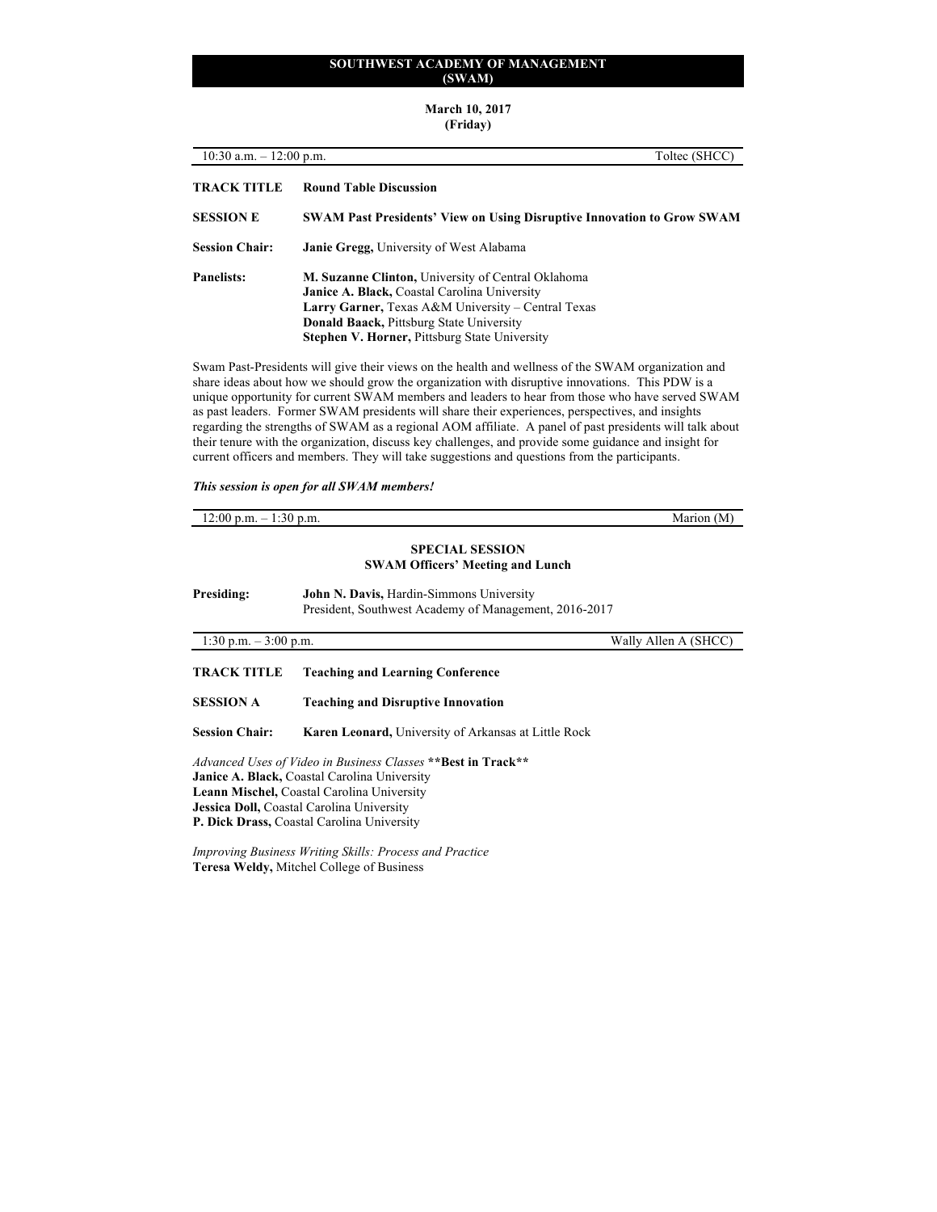**SOUTHWEST ACADEMY OF MANAGEMENT (SWAM)**

**March 10, 2017 (Friday)**

10:30 a.m. – 12:00 p.m. Toltec (SHCC)

**TRACK TITLE** **Round Table Discussion**

**SESSION E** **SWAM Past Presidents' View on Using Disruptive Innovation to Grow SWAM**

**Session Chair:** **Janie Gregg,** University of West Alabama

**Panelists:**
**M. Suzanne Clinton,** University of Central Oklahoma
**Janice A. Black,** Coastal Carolina University
**Larry Garner,** Texas A&M University – Central Texas
**Donald Baack,** Pittsburg State University
**Stephen V. Horner,** Pittsburg State University

Swam Past-Presidents will give their views on the health and wellness of the SWAM organization and share ideas about how we should grow the organization with disruptive innovations. This PDW is a unique opportunity for current SWAM members and leaders to hear from those who have served SWAM as past leaders. Former SWAM presidents will share their experiences, perspectives, and insights regarding the strengths of SWAM as a regional AOM affiliate. A panel of past presidents will talk about their tenure with the organization, discuss key challenges, and provide some guidance and insight for current officers and members. They will take suggestions and questions from the participants.

***This session is open for all SWAM members!***

12:00 p.m. – 1:30 p.m. Marion (M)

**SPECIAL SESSION**
**SWAM Officers' Meeting and Lunch**

**Presiding:** **John N. Davis,** Hardin-Simmons University
President, Southwest Academy of Management, 2016-2017

1:30 p.m. – 3:00 p.m. Wally Allen A (SHCC)

**TRACK TITLE** **Teaching and Learning Conference**

**SESSION A** **Teaching and Disruptive Innovation**

**Session Chair:** **Karen Leonard,** University of Arkansas at Little Rock

*Advanced Uses of Video in Business Classes* **\*\*Best in Track\*\***
**Janice A. Black,** Coastal Carolina University
**Leann Mischel,** Coastal Carolina University
**Jessica Doll,** Coastal Carolina University
**P. Dick Drass,** Coastal Carolina University

*Improving Business Writing Skills: Process and Practice*
**Teresa Weldy,** Mitchel College of Business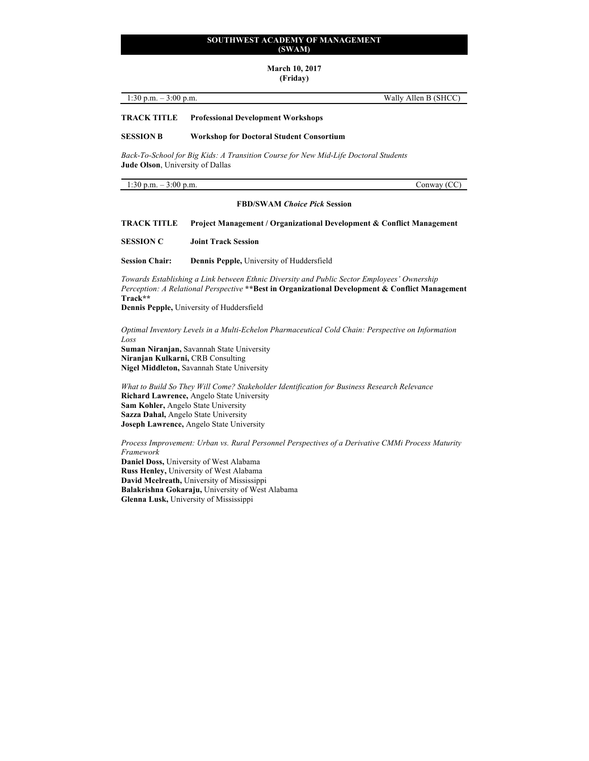# SOUTHWEST ACADEMY OF MANAGEMENT (SWAM)

**March 10, 2017**
**(Friday)**

1:30 p.m. – 3:00 p.m. | Wally Allen B (SHCC)

**TRACK TITLE** **Professional Development Workshops**

**SESSION B** **Workshop for Doctoral Student Consortium**

*Back-To-School for Big Kids: A Transition Course for New Mid-Life Doctoral Students*
**Jude Olson**, University of Dallas

---

1:30 p.m. – 3:00 p.m. | Conway (CC)

**FBD/SWAM *Choice Pick* Session**

**TRACK TITLE** **Project Management / Organizational Development & Conflict Management**

**SESSION C** **Joint Track Session**

**Session Chair:** **Dennis Pepple,** University of Huddersfield

*Towards Establishing a Link between Ethnic Diversity and Public Sector Employees' Ownership Perception: A Relational Perspective* **\*\*Best in Organizational Development & Conflict Management Track\*\***
**Dennis Pepple,** University of Huddersfield

*Optimal Inventory Levels in a Multi-Echelon Pharmaceutical Cold Chain: Perspective on Information Loss*
**Suman Niranjan,** Savannah State University
**Niranjan Kulkarni,** CRB Consulting
**Nigel Middleton,** Savannah State University

*What to Build So They Will Come? Stakeholder Identification for Business Research Relevance*
**Richard Lawrence,** Angelo State University
**Sam Kohler,** Angelo State University
**Sazza Dahal,** Angelo State University
**Joseph Lawrence,** Angelo State University

*Process Improvement: Urban vs. Rural Personnel Perspectives of a Derivative CMMi Process Maturity Framework*
**Daniel Doss,** University of West Alabama
**Russ Henley,** University of West Alabama
**David Mcelreath,** University of Mississippi
**Balakrishna Gokaraju,** University of West Alabama
**Glenna Lusk,** University of Mississippi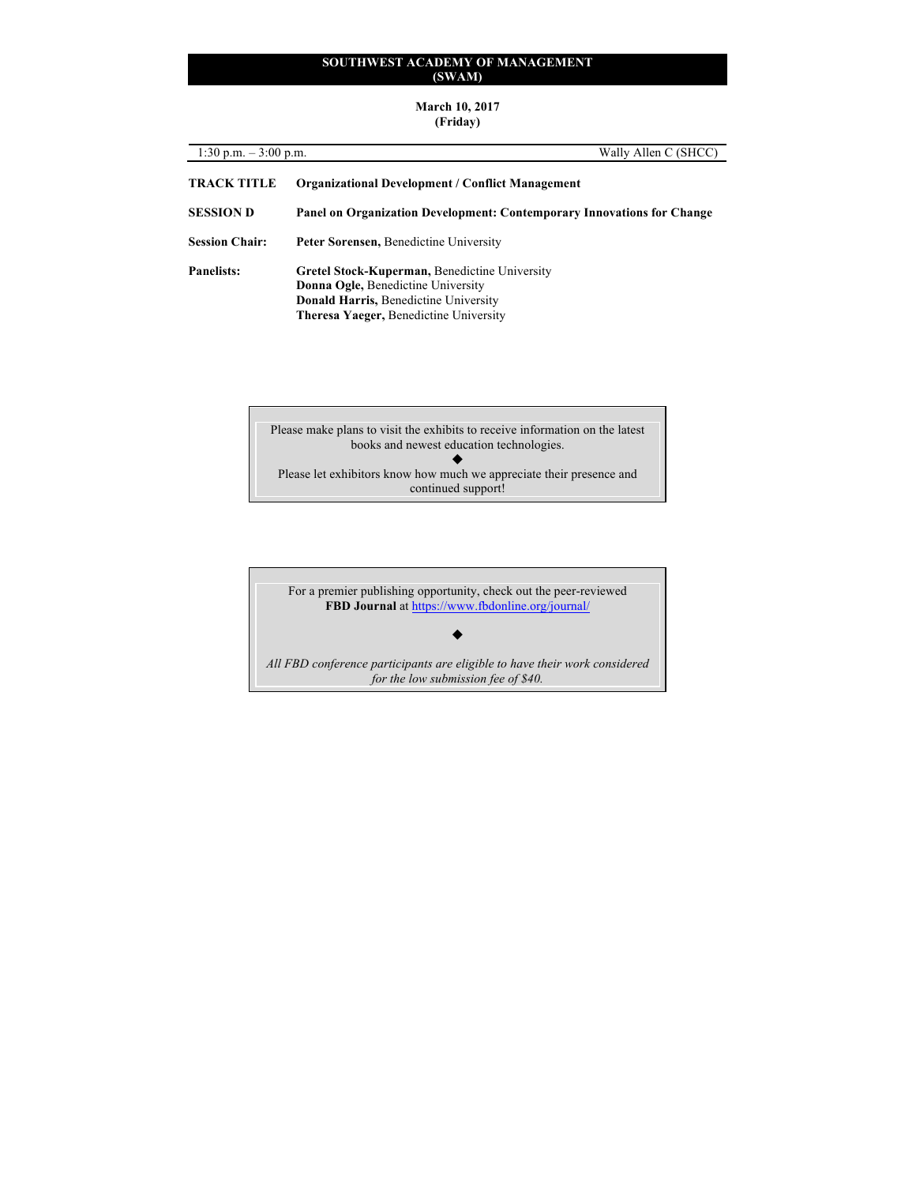## SOUTHWEST ACADEMY OF MANAGEMENT (SWAM)

**March 10, 2017**
**(Friday)**

1:30 p.m. – 3:00 p.m. Wally Allen C (SHCC)

**TRACK TITLE** **Organizational Development / Conflict Management**

**SESSION D** **Panel on Organization Development: Contemporary Innovations for Change**

**Session Chair:** **Peter Sorensen,** Benedictine University

**Panelists:**
**Gretel Stock-Kuperman,** Benedictine University
**Donna Ogle,** Benedictine University
**Donald Harris,** Benedictine University
**Theresa Yaeger,** Benedictine University

Please make plans to visit the exhibits to receive information on the latest books and newest education technologies.

◆

Please let exhibitors know how much we appreciate their presence and continued support!

For a premier publishing opportunity, check out the peer-reviewed **FBD Journal** at https://www.fbdonline.org/journal/

◆

*All FBD conference participants are eligible to have their work considered for the low submission fee of $40.*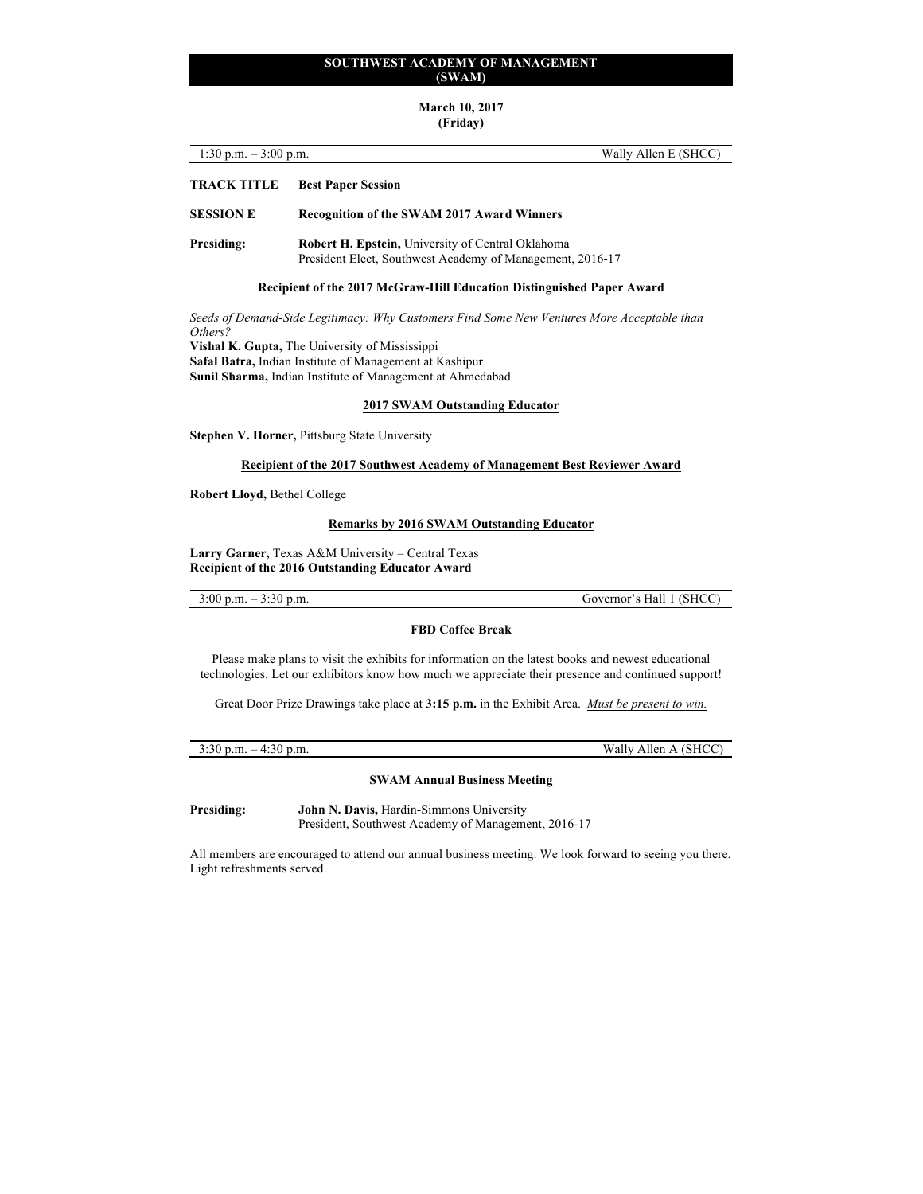# SOUTHWEST ACADEMY OF MANAGEMENT (SWAM)

**March 10, 2017**
**(Friday)**

1:30 p.m. – 3:00 p.m. | Wally Allen E (SHCC)

**TRACK TITLE** **Best Paper Session**

**SESSION E** **Recognition of the SWAM 2017 Award Winners**

**Presiding:** **Robert H. Epstein,** University of Central Oklahoma
President Elect, Southwest Academy of Management, 2016-17

**Recipient of the 2017 McGraw-Hill Education Distinguished Paper Award**

*Seeds of Demand-Side Legitimacy: Why Customers Find Some New Ventures More Acceptable than Others?*
**Vishal K. Gupta,** The University of Mississippi
**Safal Batra,** Indian Institute of Management at Kashipur
**Sunil Sharma,** Indian Institute of Management at Ahmedabad

**2017 SWAM Outstanding Educator**

**Stephen V. Horner,** Pittsburg State University

**Recipient of the 2017 Southwest Academy of Management Best Reviewer Award**

**Robert Lloyd,** Bethel College

**Remarks by 2016 SWAM Outstanding Educator**

**Larry Garner,** Texas A&M University – Central Texas
**Recipient of the 2016 Outstanding Educator Award**

3:00 p.m. – 3:30 p.m. | Governor's Hall 1 (SHCC)

**FBD Coffee Break**

Please make plans to visit the exhibits for information on the latest books and newest educational technologies. Let our exhibitors know how much we appreciate their presence and continued support!

Great Door Prize Drawings take place at **3:15 p.m.** in the Exhibit Area. *Must be present to win.*

3:30 p.m. – 4:30 p.m. | Wally Allen A (SHCC)

**SWAM Annual Business Meeting**

**Presiding:** **John N. Davis,** Hardin-Simmons University
President, Southwest Academy of Management, 2016-17

All members are encouraged to attend our annual business meeting. We look forward to seeing you there. Light refreshments served.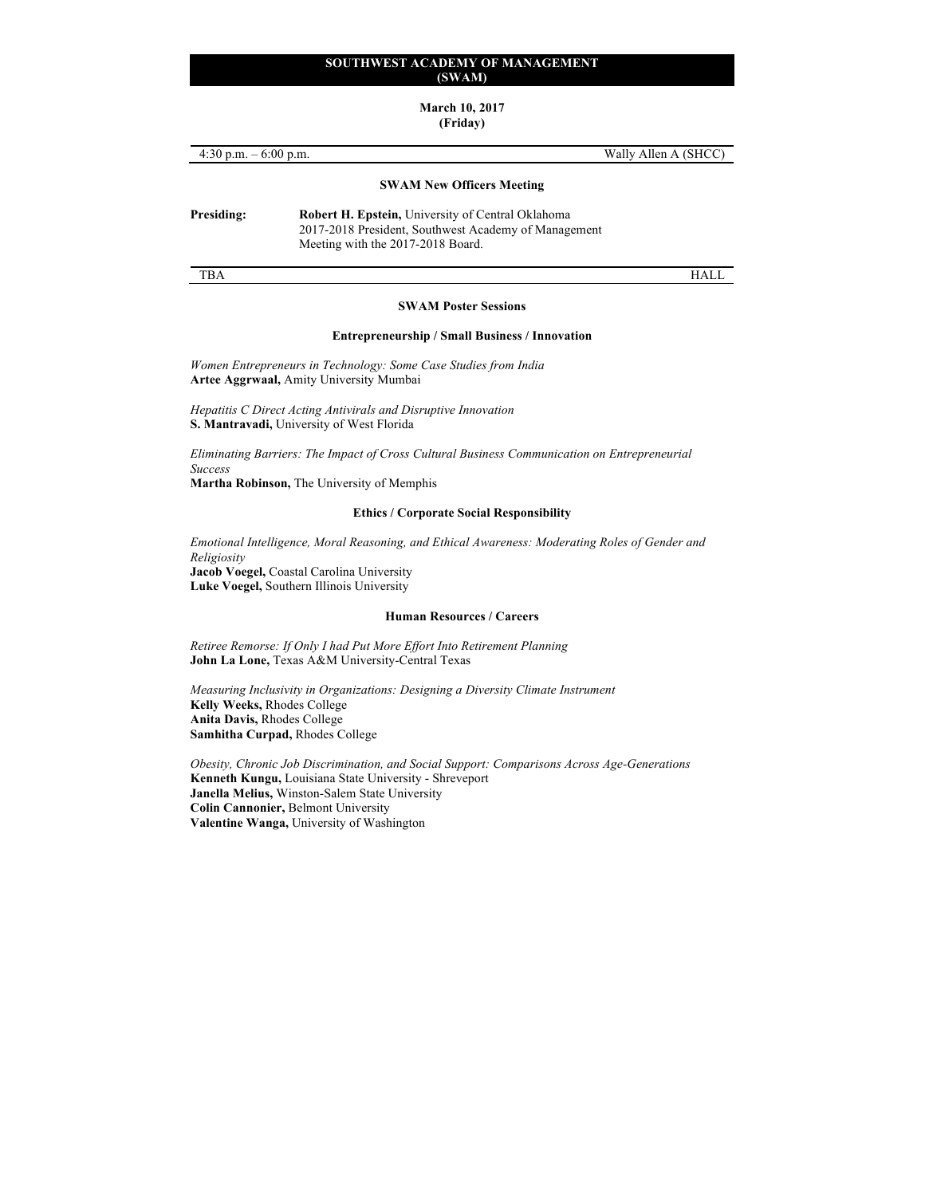# SOUTHWEST ACADEMY OF MANAGEMENT (SWAM)

**March 10, 2017**
**(Friday)**

4:30 p.m. – 6:00 p.m. — Wally Allen A (SHCC)

### SWAM New Officers Meeting

**Presiding:** **Robert H. Epstein,** University of Central Oklahoma
2017-2018 President, Southwest Academy of Management
Meeting with the 2017-2018 Board.

TBA — HALL

### SWAM Poster Sessions

#### Entrepreneurship / Small Business / Innovation

*Women Entrepreneurs in Technology: Some Case Studies from India*
**Artee Aggrwaal,** Amity University Mumbai

*Hepatitis C Direct Acting Antivirals and Disruptive Innovation*
**S. Mantravadi,** University of West Florida

*Eliminating Barriers: The Impact of Cross Cultural Business Communication on Entrepreneurial Success*
**Martha Robinson,** The University of Memphis

#### Ethics / Corporate Social Responsibility

*Emotional Intelligence, Moral Reasoning, and Ethical Awareness: Moderating Roles of Gender and Religiosity*
**Jacob Voegel,** Coastal Carolina University
**Luke Voegel,** Southern Illinois University

#### Human Resources / Careers

*Retiree Remorse: If Only I had Put More Effort Into Retirement Planning*
**John La Lone,** Texas A&M University-Central Texas

*Measuring Inclusivity in Organizations: Designing a Diversity Climate Instrument*
**Kelly Weeks,** Rhodes College
**Anita Davis,** Rhodes College
**Samhitha Curpad,** Rhodes College

*Obesity, Chronic Job Discrimination, and Social Support: Comparisons Across Age-Generations*
**Kenneth Kungu,** Louisiana State University - Shreveport
**Janella Melius,** Winston-Salem State University
**Colin Cannonier,** Belmont University
**Valentine Wanga,** University of Washington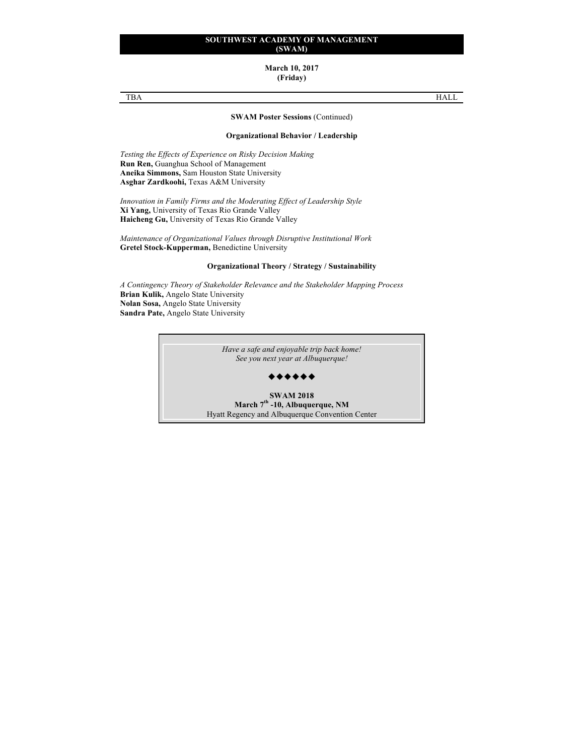**SOUTHWEST ACADEMY OF MANAGEMENT (SWAM)**

**March 10, 2017 (Friday)**

TBA HALL

**SWAM Poster Sessions** (Continued)

### Organizational Behavior / Leadership

*Testing the Effects of Experience on Risky Decision Making*
**Run Ren,** Guanghua School of Management
**Aneika Simmons,** Sam Houston State University
**Asghar Zardkoohi,** Texas A&M University

*Innovation in Family Firms and the Moderating Effect of Leadership Style*
**Xi Yang,** University of Texas Rio Grande Valley
**Haicheng Gu,** University of Texas Rio Grande Valley

*Maintenance of Organizational Values through Disruptive Institutional Work*
**Gretel Stock-Kupperman,** Benedictine University

### Organizational Theory / Strategy / Sustainability

*A Contingency Theory of Stakeholder Relevance and the Stakeholder Mapping Process*
**Brian Kulik,** Angelo State University
**Nolan Sosa,** Angelo State University
**Sandra Pate,** Angelo State University

*Have a safe and enjoyable trip back home!*
*See you next year at Albuquerque!*

◆◆◆◆◆◆

**SWAM 2018**
**March 7th -10, Albuquerque, NM**
Hyatt Regency and Albuquerque Convention Center